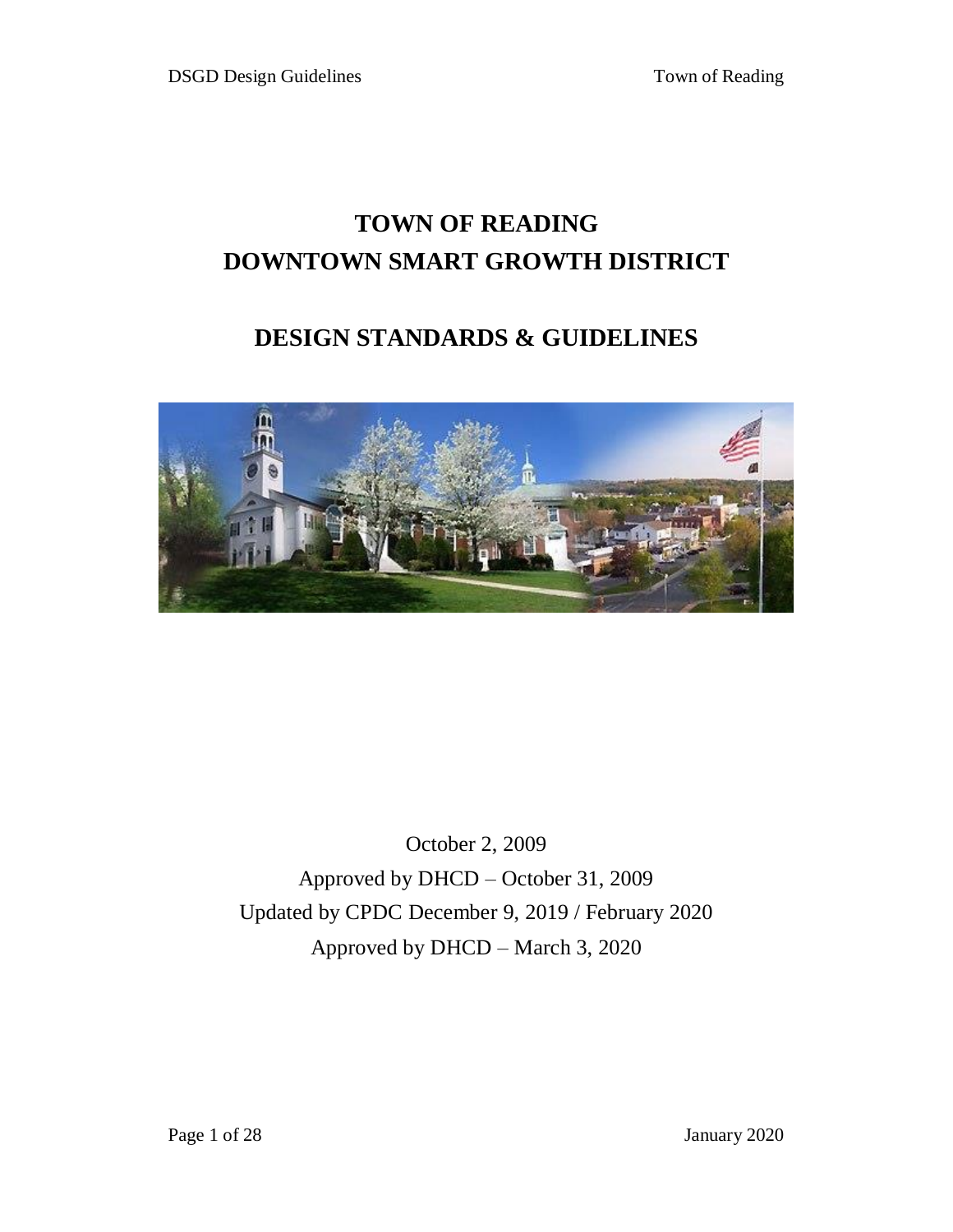# TOWN OF READING
# DOWNTOWN SMART GROWTH DISTRICT

## DESIGN STANDARDS & GUIDELINES

October 2, 2009

Approved by DHCD – October 31, 2009

Updated by CPDC December 9, 2019 / February 2020

Approved by DHCD – March 3, 2020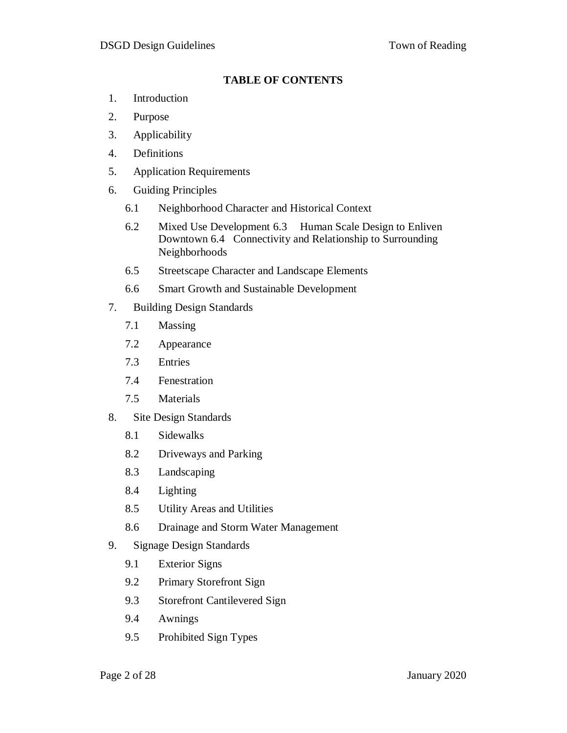## TABLE OF CONTENTS

1. Introduction
2. Purpose
3. Applicability
4. Definitions
5. Application Requirements
6. Guiding Principles
   - 6.1 Neighborhood Character and Historical Context
   - 6.2 Mixed Use Development 6.3 Human Scale Design to Enliven Downtown 6.4 Connectivity and Relationship to Surrounding Neighborhoods
   - 6.5 Streetscape Character and Landscape Elements
   - 6.6 Smart Growth and Sustainable Development
7. Building Design Standards
   - 7.1 Massing
   - 7.2 Appearance
   - 7.3 Entries
   - 7.4 Fenestration
   - 7.5 Materials
8. Site Design Standards
   - 8.1 Sidewalks
   - 8.2 Driveways and Parking
   - 8.3 Landscaping
   - 8.4 Lighting
   - 8.5 Utility Areas and Utilities
   - 8.6 Drainage and Storm Water Management
9. Signage Design Standards
   - 9.1 Exterior Signs
   - 9.2 Primary Storefront Sign
   - 9.3 Storefront Cantilevered Sign
   - 9.4 Awnings
   - 9.5 Prohibited Sign Types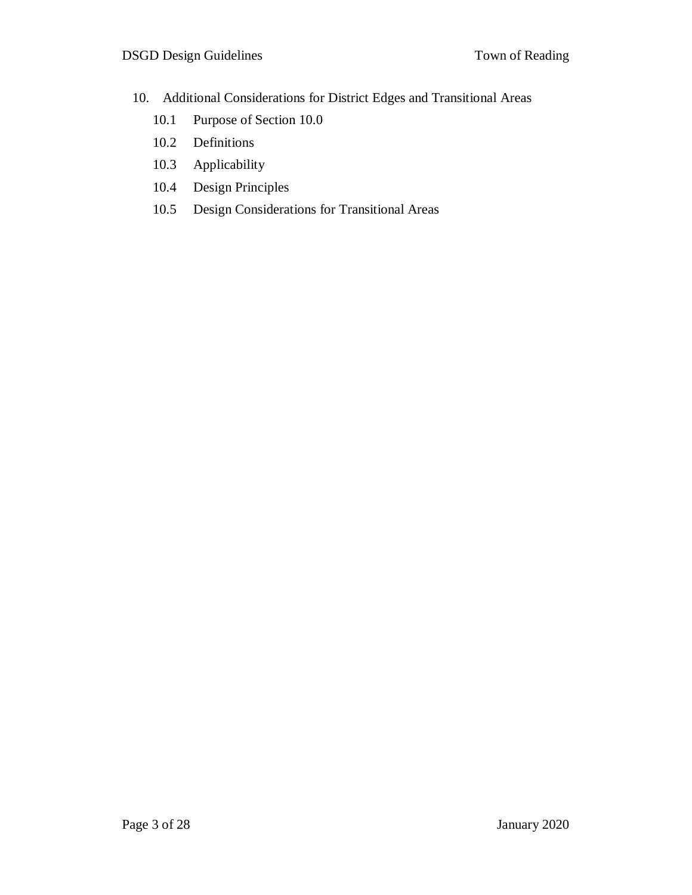10. Additional Considerations for District Edges and Transitional Areas
    - 10.1 Purpose of Section 10.0
    - 10.2 Definitions
    - 10.3 Applicability
    - 10.4 Design Principles
    - 10.5 Design Considerations for Transitional Areas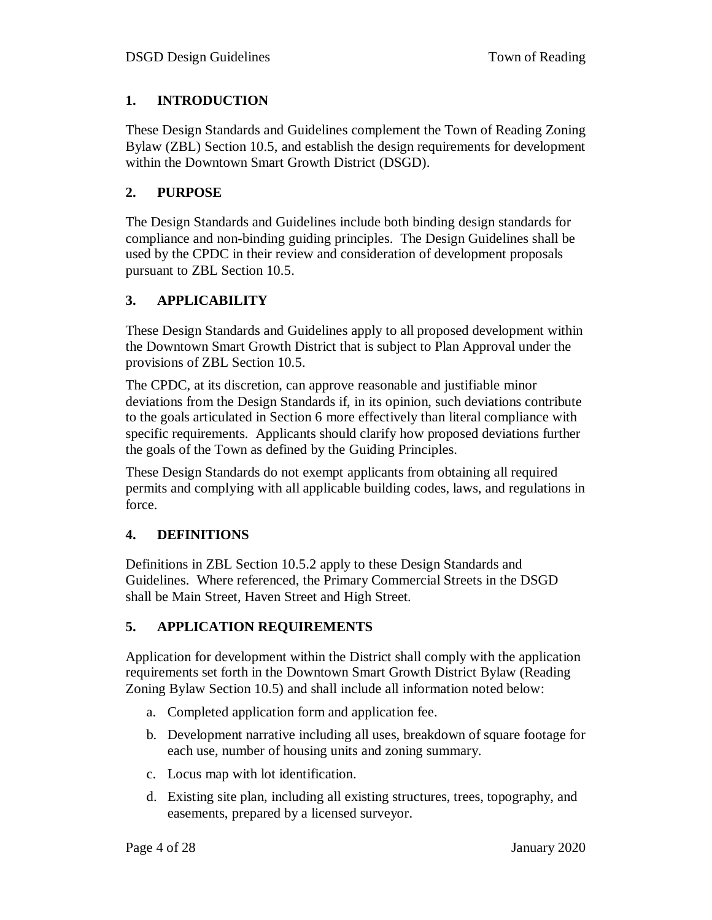## 1. INTRODUCTION

These Design Standards and Guidelines complement the Town of Reading Zoning Bylaw (ZBL) Section 10.5, and establish the design requirements for development within the Downtown Smart Growth District (DSGD).

## 2. PURPOSE

The Design Standards and Guidelines include both binding design standards for compliance and non-binding guiding principles. The Design Guidelines shall be used by the CPDC in their review and consideration of development proposals pursuant to ZBL Section 10.5.

## 3. APPLICABILITY

These Design Standards and Guidelines apply to all proposed development within the Downtown Smart Growth District that is subject to Plan Approval under the provisions of ZBL Section 10.5.

The CPDC, at its discretion, can approve reasonable and justifiable minor deviations from the Design Standards if, in its opinion, such deviations contribute to the goals articulated in Section 6 more effectively than literal compliance with specific requirements. Applicants should clarify how proposed deviations further the goals of the Town as defined by the Guiding Principles.

These Design Standards do not exempt applicants from obtaining all required permits and complying with all applicable building codes, laws, and regulations in force.

## 4. DEFINITIONS

Definitions in ZBL Section 10.5.2 apply to these Design Standards and Guidelines. Where referenced, the Primary Commercial Streets in the DSGD shall be Main Street, Haven Street and High Street.

## 5. APPLICATION REQUIREMENTS

Application for development within the District shall comply with the application requirements set forth in the Downtown Smart Growth District Bylaw (Reading Zoning Bylaw Section 10.5) and shall include all information noted below:

a. Completed application form and application fee.

b. Development narrative including all uses, breakdown of square footage for each use, number of housing units and zoning summary.

c. Locus map with lot identification.

d. Existing site plan, including all existing structures, trees, topography, and easements, prepared by a licensed surveyor.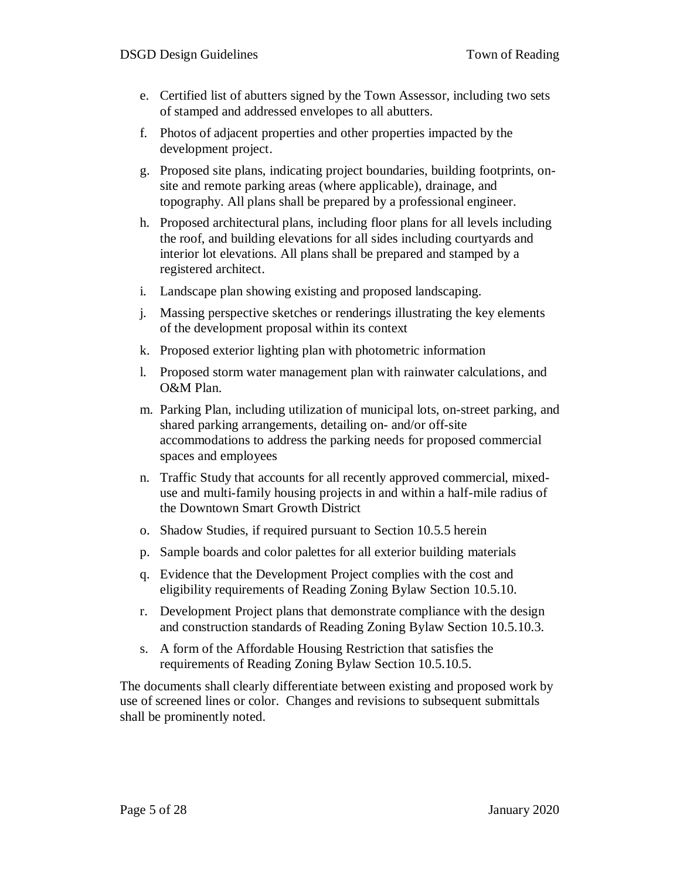e. Certified list of abutters signed by the Town Assessor, including two sets of stamped and addressed envelopes to all abutters.

f. Photos of adjacent properties and other properties impacted by the development project.

g. Proposed site plans, indicating project boundaries, building footprints, on-site and remote parking areas (where applicable), drainage, and topography. All plans shall be prepared by a professional engineer.

h. Proposed architectural plans, including floor plans for all levels including the roof, and building elevations for all sides including courtyards and interior lot elevations. All plans shall be prepared and stamped by a registered architect.

i. Landscape plan showing existing and proposed landscaping.

j. Massing perspective sketches or renderings illustrating the key elements of the development proposal within its context

k. Proposed exterior lighting plan with photometric information

l. Proposed storm water management plan with rainwater calculations, and O&M Plan.

m. Parking Plan, including utilization of municipal lots, on-street parking, and shared parking arrangements, detailing on- and/or off-site accommodations to address the parking needs for proposed commercial spaces and employees

n. Traffic Study that accounts for all recently approved commercial, mixed-use and multi-family housing projects in and within a half-mile radius of the Downtown Smart Growth District

o. Shadow Studies, if required pursuant to Section 10.5.5 herein

p. Sample boards and color palettes for all exterior building materials

q. Evidence that the Development Project complies with the cost and eligibility requirements of Reading Zoning Bylaw Section 10.5.10.

r. Development Project plans that demonstrate compliance with the design and construction standards of Reading Zoning Bylaw Section 10.5.10.3.

s. A form of the Affordable Housing Restriction that satisfies the requirements of Reading Zoning Bylaw Section 10.5.10.5.

The documents shall clearly differentiate between existing and proposed work by use of screened lines or color. Changes and revisions to subsequent submittals shall be prominently noted.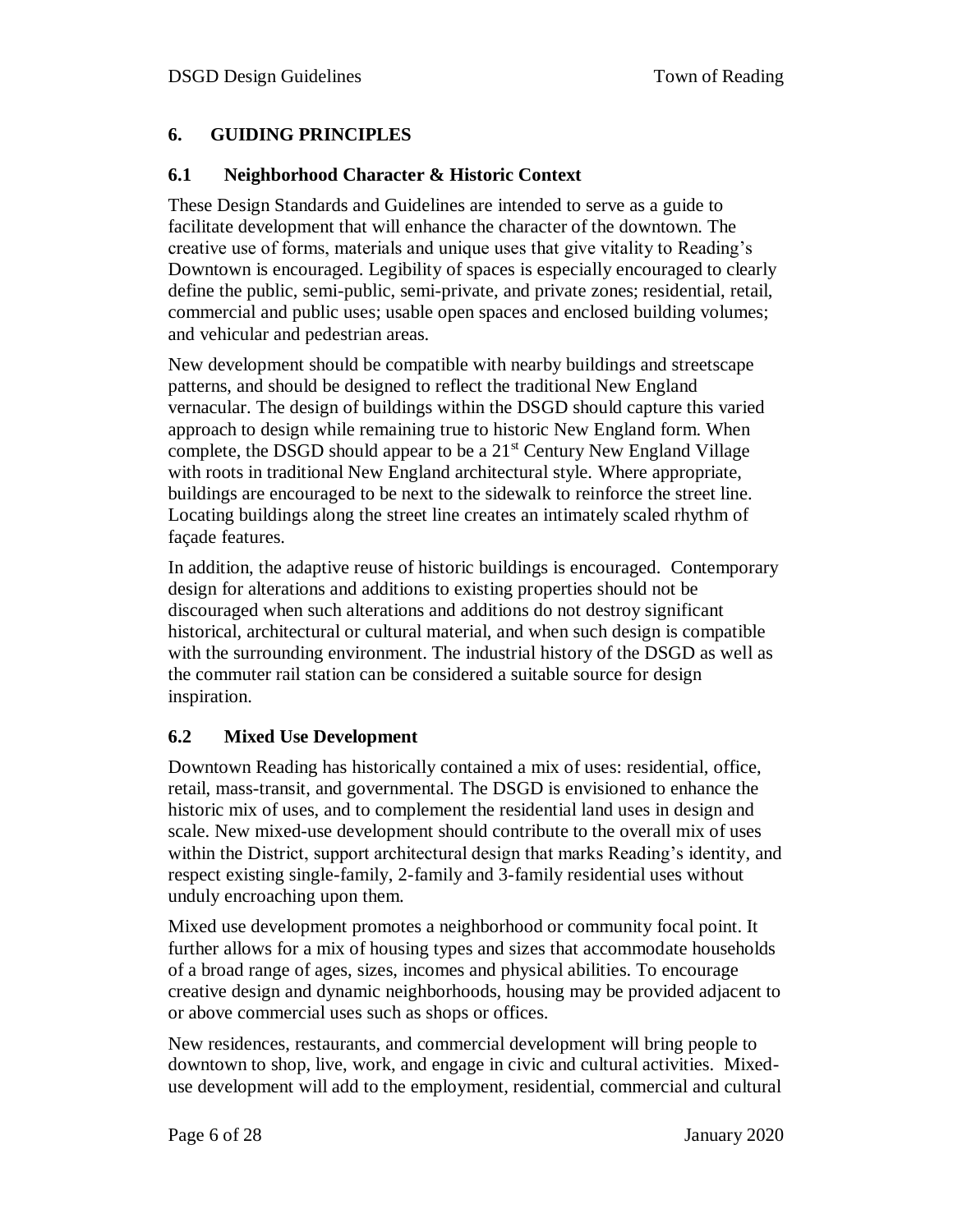## 6. GUIDING PRINCIPLES

### 6.1 Neighborhood Character & Historic Context

These Design Standards and Guidelines are intended to serve as a guide to facilitate development that will enhance the character of the downtown. The creative use of forms, materials and unique uses that give vitality to Reading's Downtown is encouraged. Legibility of spaces is especially encouraged to clearly define the public, semi-public, semi-private, and private zones; residential, retail, commercial and public uses; usable open spaces and enclosed building volumes; and vehicular and pedestrian areas.

New development should be compatible with nearby buildings and streetscape patterns, and should be designed to reflect the traditional New England vernacular. The design of buildings within the DSGD should capture this varied approach to design while remaining true to historic New England form. When complete, the DSGD should appear to be a 21st Century New England Village with roots in traditional New England architectural style. Where appropriate, buildings are encouraged to be next to the sidewalk to reinforce the street line. Locating buildings along the street line creates an intimately scaled rhythm of façade features.

In addition, the adaptive reuse of historic buildings is encouraged. Contemporary design for alterations and additions to existing properties should not be discouraged when such alterations and additions do not destroy significant historical, architectural or cultural material, and when such design is compatible with the surrounding environment. The industrial history of the DSGD as well as the commuter rail station can be considered a suitable source for design inspiration.

### 6.2 Mixed Use Development

Downtown Reading has historically contained a mix of uses: residential, office, retail, mass-transit, and governmental. The DSGD is envisioned to enhance the historic mix of uses, and to complement the residential land uses in design and scale. New mixed-use development should contribute to the overall mix of uses within the District, support architectural design that marks Reading's identity, and respect existing single-family, 2-family and 3-family residential uses without unduly encroaching upon them.

Mixed use development promotes a neighborhood or community focal point. It further allows for a mix of housing types and sizes that accommodate households of a broad range of ages, sizes, incomes and physical abilities. To encourage creative design and dynamic neighborhoods, housing may be provided adjacent to or above commercial uses such as shops or offices.

New residences, restaurants, and commercial development will bring people to downtown to shop, live, work, and engage in civic and cultural activities. Mixed-use development will add to the employment, residential, commercial and cultural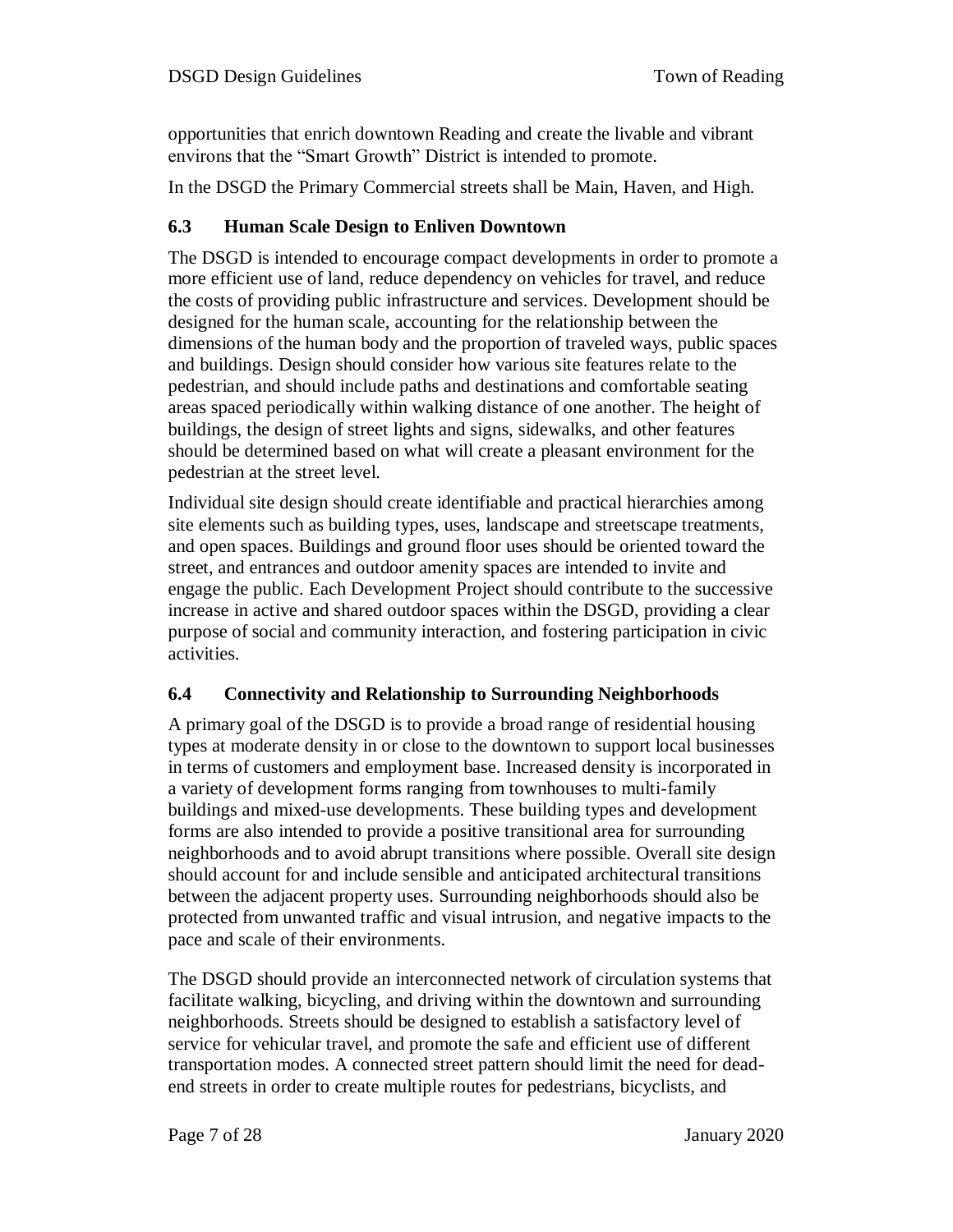opportunities that enrich downtown Reading and create the livable and vibrant environs that the "Smart Growth" District is intended to promote.

In the DSGD the Primary Commercial streets shall be Main, Haven, and High.

### 6.3 Human Scale Design to Enliven Downtown

The DSGD is intended to encourage compact developments in order to promote a more efficient use of land, reduce dependency on vehicles for travel, and reduce the costs of providing public infrastructure and services. Development should be designed for the human scale, accounting for the relationship between the dimensions of the human body and the proportion of traveled ways, public spaces and buildings. Design should consider how various site features relate to the pedestrian, and should include paths and destinations and comfortable seating areas spaced periodically within walking distance of one another. The height of buildings, the design of street lights and signs, sidewalks, and other features should be determined based on what will create a pleasant environment for the pedestrian at the street level.

Individual site design should create identifiable and practical hierarchies among site elements such as building types, uses, landscape and streetscape treatments, and open spaces. Buildings and ground floor uses should be oriented toward the street, and entrances and outdoor amenity spaces are intended to invite and engage the public. Each Development Project should contribute to the successive increase in active and shared outdoor spaces within the DSGD, providing a clear purpose of social and community interaction, and fostering participation in civic activities.

### 6.4 Connectivity and Relationship to Surrounding Neighborhoods

A primary goal of the DSGD is to provide a broad range of residential housing types at moderate density in or close to the downtown to support local businesses in terms of customers and employment base. Increased density is incorporated in a variety of development forms ranging from townhouses to multi-family buildings and mixed-use developments. These building types and development forms are also intended to provide a positive transitional area for surrounding neighborhoods and to avoid abrupt transitions where possible. Overall site design should account for and include sensible and anticipated architectural transitions between the adjacent property uses. Surrounding neighborhoods should also be protected from unwanted traffic and visual intrusion, and negative impacts to the pace and scale of their environments.

The DSGD should provide an interconnected network of circulation systems that facilitate walking, bicycling, and driving within the downtown and surrounding neighborhoods. Streets should be designed to establish a satisfactory level of service for vehicular travel, and promote the safe and efficient use of different transportation modes. A connected street pattern should limit the need for dead-end streets in order to create multiple routes for pedestrians, bicyclists, and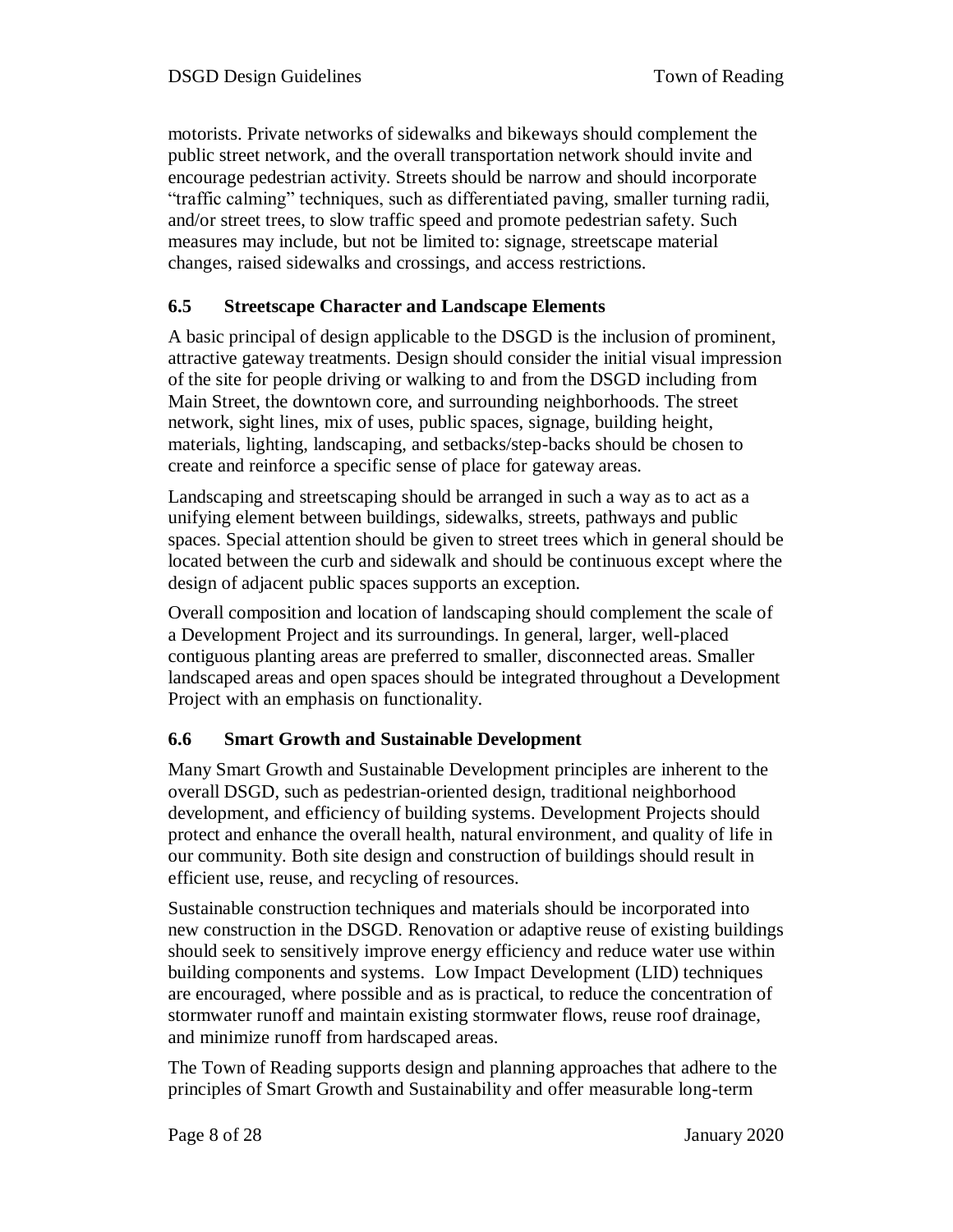motorists. Private networks of sidewalks and bikeways should complement the public street network, and the overall transportation network should invite and encourage pedestrian activity. Streets should be narrow and should incorporate "traffic calming" techniques, such as differentiated paving, smaller turning radii, and/or street trees, to slow traffic speed and promote pedestrian safety. Such measures may include, but not be limited to: signage, streetscape material changes, raised sidewalks and crossings, and access restrictions.

### 6.5 Streetscape Character and Landscape Elements

A basic principal of design applicable to the DSGD is the inclusion of prominent, attractive gateway treatments. Design should consider the initial visual impression of the site for people driving or walking to and from the DSGD including from Main Street, the downtown core, and surrounding neighborhoods. The street network, sight lines, mix of uses, public spaces, signage, building height, materials, lighting, landscaping, and setbacks/step-backs should be chosen to create and reinforce a specific sense of place for gateway areas.

Landscaping and streetscaping should be arranged in such a way as to act as a unifying element between buildings, sidewalks, streets, pathways and public spaces. Special attention should be given to street trees which in general should be located between the curb and sidewalk and should be continuous except where the design of adjacent public spaces supports an exception.

Overall composition and location of landscaping should complement the scale of a Development Project and its surroundings. In general, larger, well-placed contiguous planting areas are preferred to smaller, disconnected areas. Smaller landscaped areas and open spaces should be integrated throughout a Development Project with an emphasis on functionality.

### 6.6 Smart Growth and Sustainable Development

Many Smart Growth and Sustainable Development principles are inherent to the overall DSGD, such as pedestrian-oriented design, traditional neighborhood development, and efficiency of building systems. Development Projects should protect and enhance the overall health, natural environment, and quality of life in our community. Both site design and construction of buildings should result in efficient use, reuse, and recycling of resources.

Sustainable construction techniques and materials should be incorporated into new construction in the DSGD. Renovation or adaptive reuse of existing buildings should seek to sensitively improve energy efficiency and reduce water use within building components and systems. Low Impact Development (LID) techniques are encouraged, where possible and as is practical, to reduce the concentration of stormwater runoff and maintain existing stormwater flows, reuse roof drainage, and minimize runoff from hardscaped areas.

The Town of Reading supports design and planning approaches that adhere to the principles of Smart Growth and Sustainability and offer measurable long-term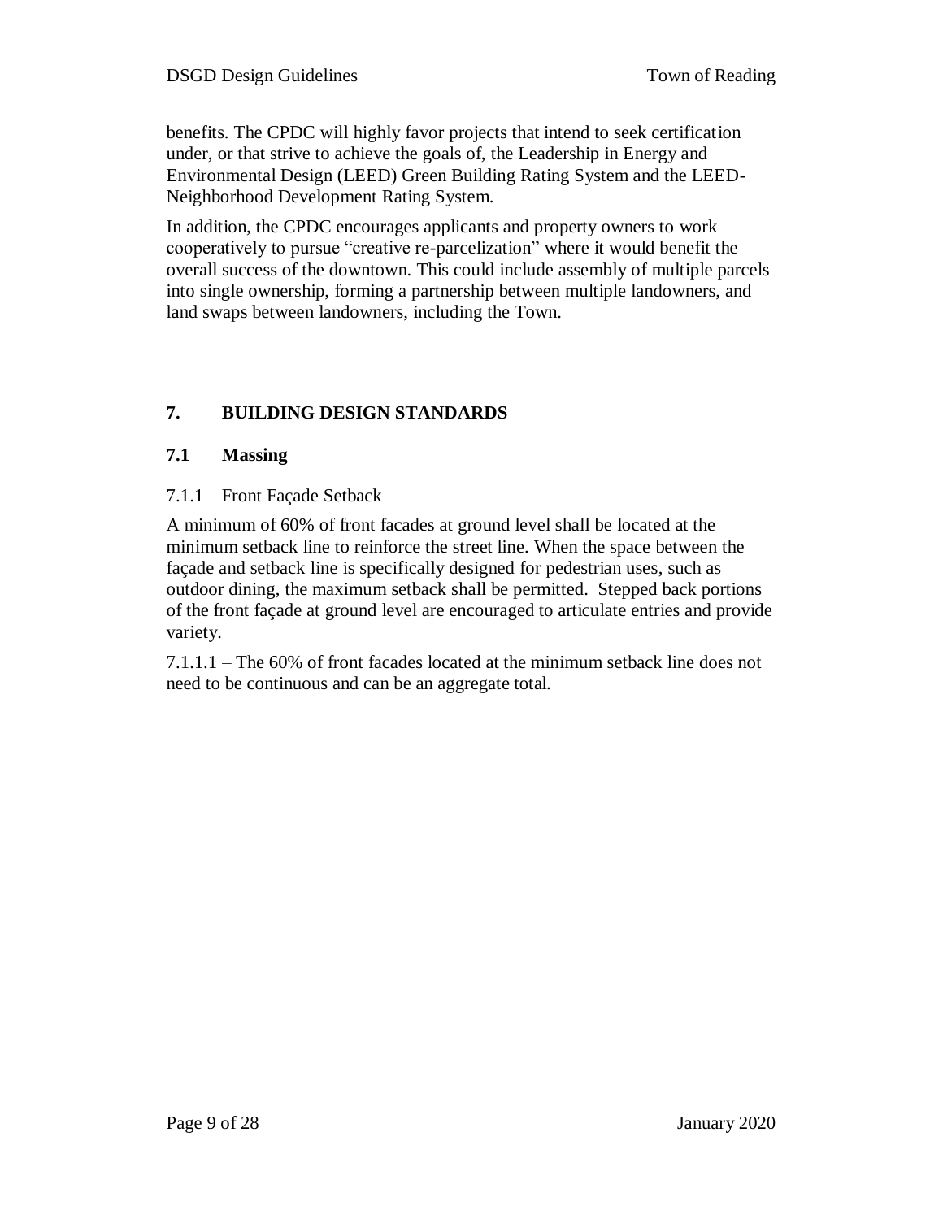benefits. The CPDC will highly favor projects that intend to seek certification under, or that strive to achieve the goals of, the Leadership in Energy and Environmental Design (LEED) Green Building Rating System and the LEED-Neighborhood Development Rating System.

In addition, the CPDC encourages applicants and property owners to work cooperatively to pursue "creative re-parcelization" where it would benefit the overall success of the downtown. This could include assembly of multiple parcels into single ownership, forming a partnership between multiple landowners, and land swaps between landowners, including the Town.

## 7. BUILDING DESIGN STANDARDS

### 7.1 Massing

#### 7.1.1 Front Façade Setback

A minimum of 60% of front facades at ground level shall be located at the minimum setback line to reinforce the street line. When the space between the façade and setback line is specifically designed for pedestrian uses, such as outdoor dining, the maximum setback shall be permitted. Stepped back portions of the front façade at ground level are encouraged to articulate entries and provide variety.

7.1.1.1 – The 60% of front facades located at the minimum setback line does not need to be continuous and can be an aggregate total.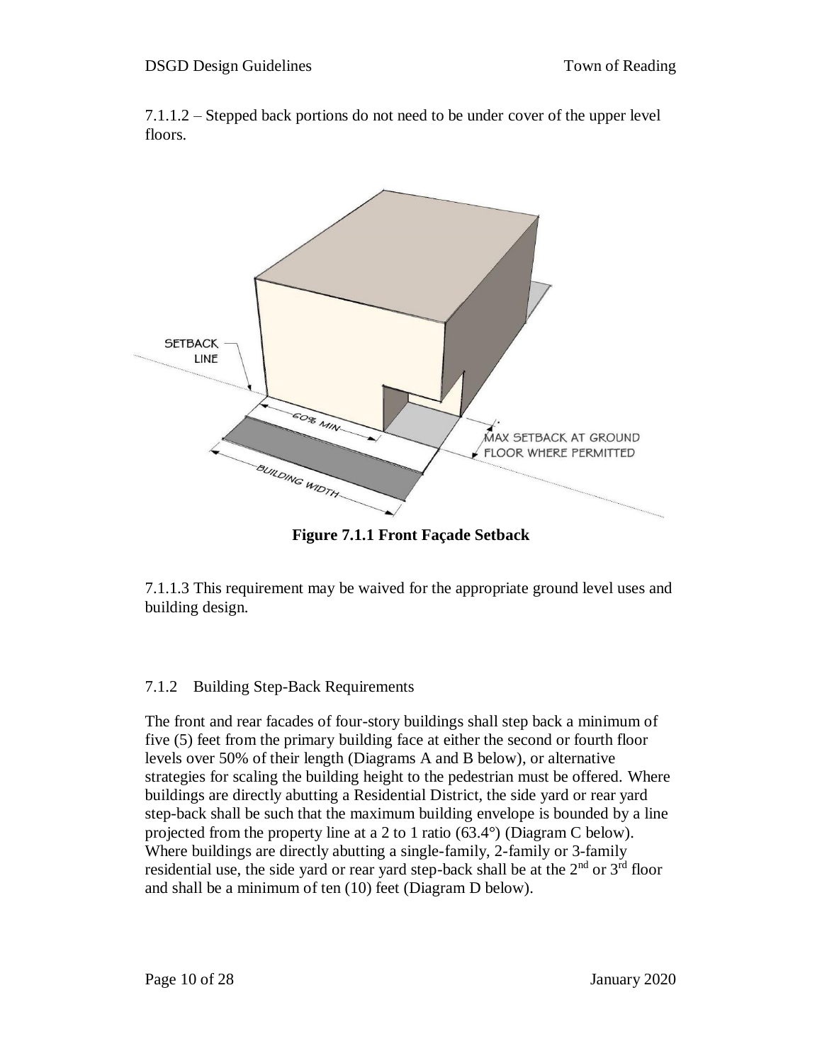7.1.1.2 – Stepped back portions do not need to be under cover of the upper level floors.

**Figure 7.1.1 Front Façade Setback**

7.1.1.3 This requirement may be waived for the appropriate ground level uses and building design.

## 7.1.2 Building Step-Back Requirements

The front and rear facades of four-story buildings shall step back a minimum of five (5) feet from the primary building face at either the second or fourth floor levels over 50% of their length (Diagrams A and B below), or alternative strategies for scaling the building height to the pedestrian must be offered. Where buildings are directly abutting a Residential District, the side yard or rear yard step-back shall be such that the maximum building envelope is bounded by a line projected from the property line at a 2 to 1 ratio (63.4°) (Diagram C below). Where buildings are directly abutting a single-family, 2-family or 3-family residential use, the side yard or rear yard step-back shall be at the 2nd or 3rd floor and shall be a minimum of ten (10) feet (Diagram D below).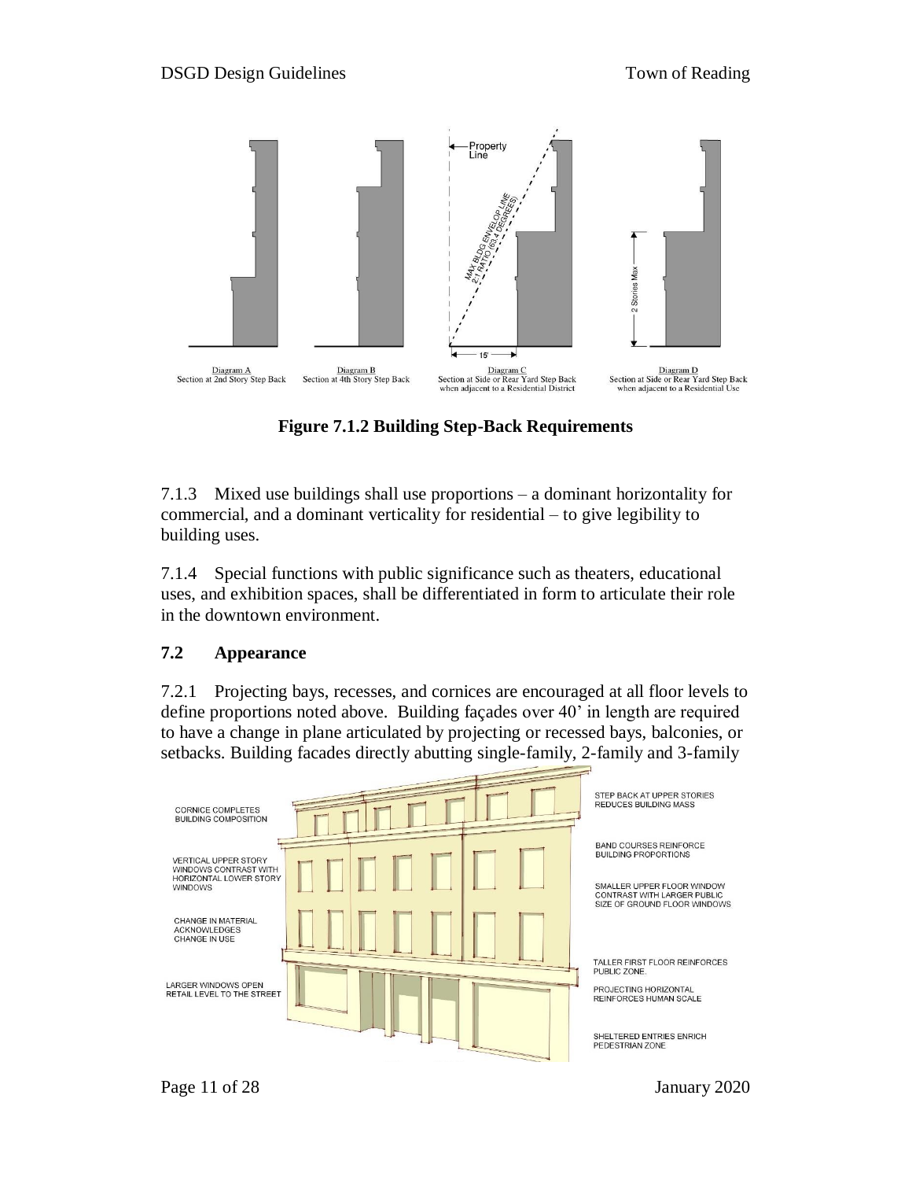Diagram A
Section at 2nd Story Step Back

Diagram B
Section at 4th Story Step Back

Diagram C
Section at Side or Rear Yard Step Back when adjacent to a Residential District

Diagram D
Section at Side or Rear Yard Step Back when adjacent to a Residential Use

**Figure 7.1.2 Building Step-Back Requirements**

7.1.3 Mixed use buildings shall use proportions – a dominant horizontality for commercial, and a dominant verticality for residential – to give legibility to building uses.

7.1.4 Special functions with public significance such as theaters, educational uses, and exhibition spaces, shall be differentiated in form to articulate their role in the downtown environment.

## 7.2 Appearance

7.2.1 Projecting bays, recesses, and cornices are encouraged at all floor levels to define proportions noted above. Building façades over 40' in length are required to have a change in plane articulated by projecting or recessed bays, balconies, or setbacks. Building facades directly abutting single-family, 2-family and 3-family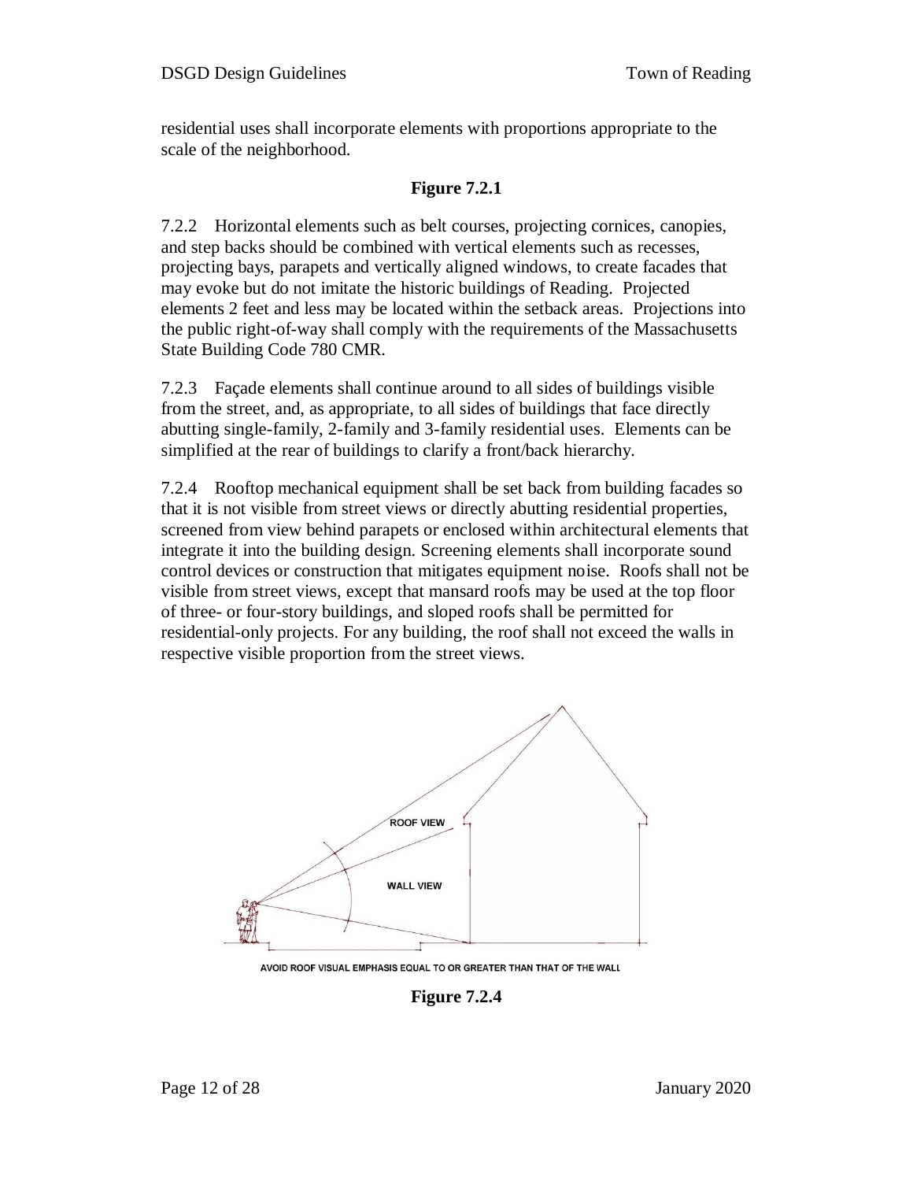residential uses shall incorporate elements with proportions appropriate to the scale of the neighborhood.

**Figure 7.2.1**

7.2.2 Horizontal elements such as belt courses, projecting cornices, canopies, and step backs should be combined with vertical elements such as recesses, projecting bays, parapets and vertically aligned windows, to create facades that may evoke but do not imitate the historic buildings of Reading. Projected elements 2 feet and less may be located within the setback areas. Projections into the public right-of-way shall comply with the requirements of the Massachusetts State Building Code 780 CMR.

7.2.3 Façade elements shall continue around to all sides of buildings visible from the street, and, as appropriate, to all sides of buildings that face directly abutting single-family, 2-family and 3-family residential uses. Elements can be simplified at the rear of buildings to clarify a front/back hierarchy.

7.2.4 Rooftop mechanical equipment shall be set back from building facades so that it is not visible from street views or directly abutting residential properties, screened from view behind parapets or enclosed within architectural elements that integrate it into the building design. Screening elements shall incorporate sound control devices or construction that mitigates equipment noise. Roofs shall not be visible from street views, except that mansard roofs may be used at the top floor of three- or four-story buildings, and sloped roofs shall be permitted for residential-only projects. For any building, the roof shall not exceed the walls in respective visible proportion from the street views.

ROOF VIEW

WALL VIEW

AVOID ROOF VISUAL EMPHASIS EQUAL TO OR GREATER THAN THAT OF THE WALL

**Figure 7.2.4**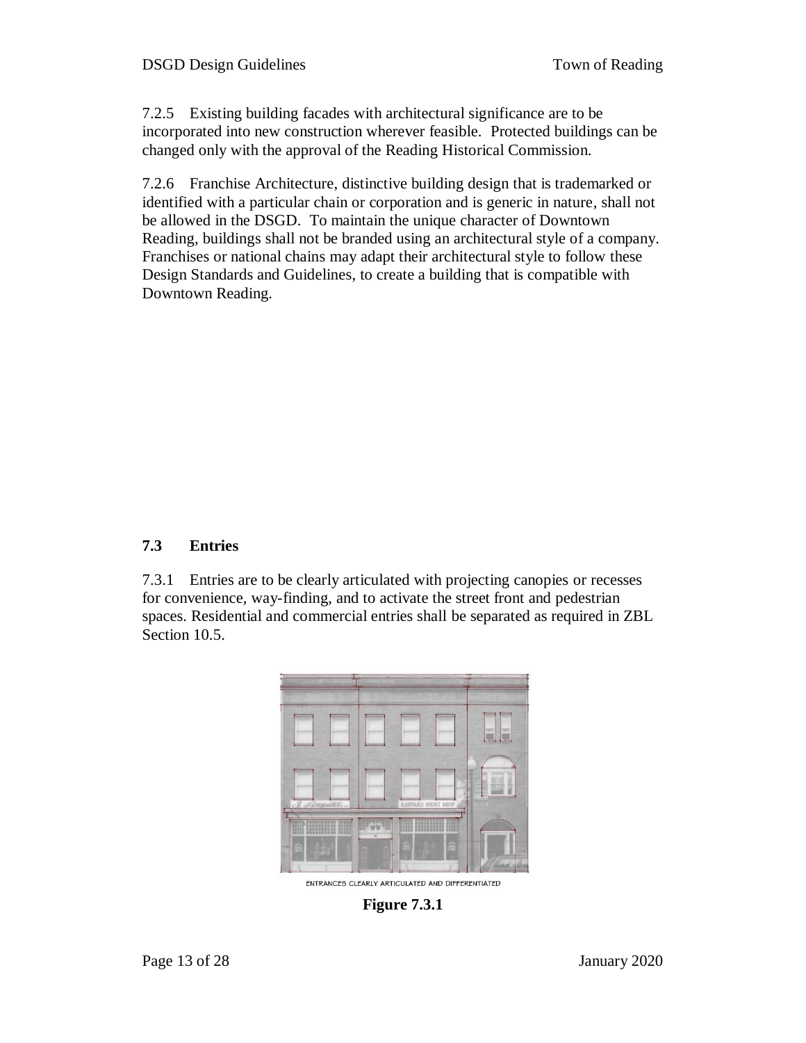7.2.5 Existing building facades with architectural significance are to be incorporated into new construction wherever feasible. Protected buildings can be changed only with the approval of the Reading Historical Commission.

7.2.6 Franchise Architecture, distinctive building design that is trademarked or identified with a particular chain or corporation and is generic in nature, shall not be allowed in the DSGD. To maintain the unique character of Downtown Reading, buildings shall not be branded using an architectural style of a company. Franchises or national chains may adapt their architectural style to follow these Design Standards and Guidelines, to create a building that is compatible with Downtown Reading.

### 7.3 Entries

7.3.1 Entries are to be clearly articulated with projecting canopies or recesses for convenience, way-finding, and to activate the street front and pedestrian spaces. Residential and commercial entries shall be separated as required in ZBL Section 10.5.

ENTRANCES CLEARLY ARTICULATED AND DIFFERENTIATED

**Figure 7.3.1**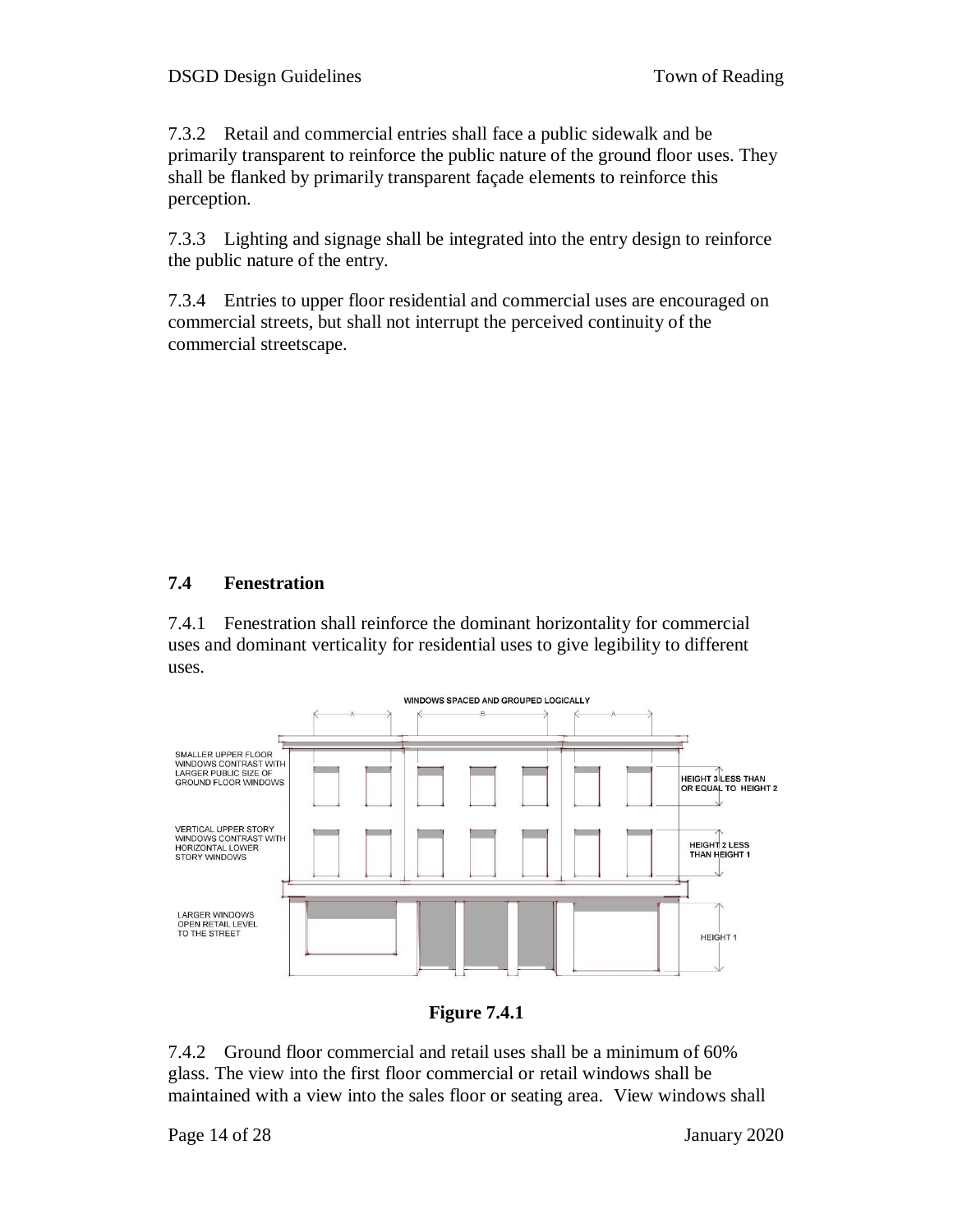7.3.2 Retail and commercial entries shall face a public sidewalk and be primarily transparent to reinforce the public nature of the ground floor uses. They shall be flanked by primarily transparent façade elements to reinforce this perception.

7.3.3 Lighting and signage shall be integrated into the entry design to reinforce the public nature of the entry.

7.3.4 Entries to upper floor residential and commercial uses are encouraged on commercial streets, but shall not interrupt the perceived continuity of the commercial streetscape.

### 7.4 Fenestration

7.4.1 Fenestration shall reinforce the dominant horizontality for commercial uses and dominant verticality for residential uses to give legibility to different uses.

**Figure 7.4.1**

7.4.2 Ground floor commercial and retail uses shall be a minimum of 60% glass. The view into the first floor commercial or retail windows shall be maintained with a view into the sales floor or seating area. View windows shall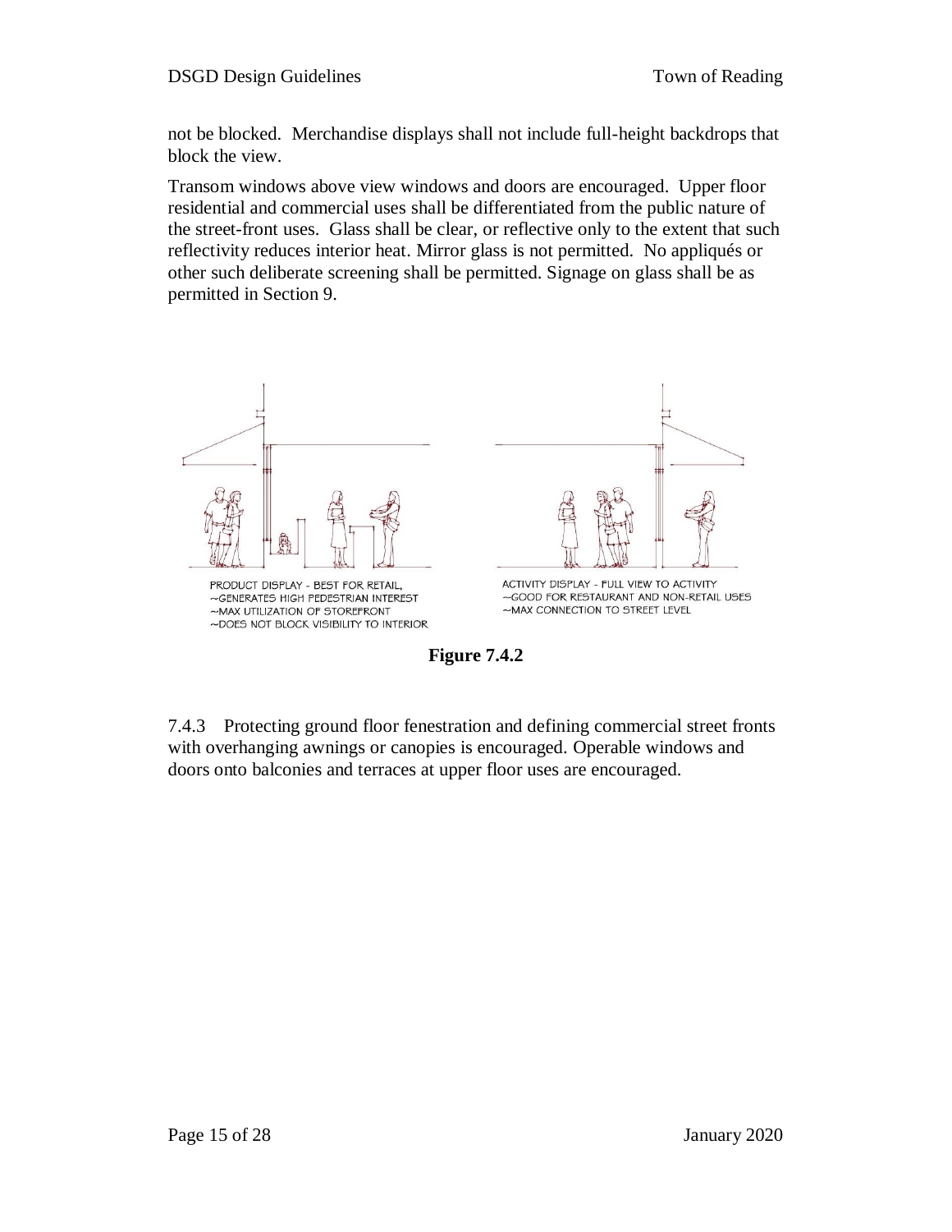not be blocked. Merchandise displays shall not include full-height backdrops that block the view.

Transom windows above view windows and doors are encouraged. Upper floor residential and commercial uses shall be differentiated from the public nature of the street-front uses. Glass shall be clear, or reflective only to the extent that such reflectivity reduces interior heat. Mirror glass is not permitted. No appliqués or other such deliberate screening shall be permitted. Signage on glass shall be as permitted in Section 9.

PRODUCT DISPLAY - BEST FOR RETAIL,
~GENERATES HIGH PEDESTRIAN INTEREST
~MAX UTILIZATION OF STOREFRONT
~DOES NOT BLOCK VISIBILITY TO INTERIOR

ACTIVITY DISPLAY - FULL VIEW TO ACTIVITY
~GOOD FOR RESTAURANT AND NON-RETAIL USES
~MAX CONNECTION TO STREET LEVEL

**Figure 7.4.2**

7.4.3 Protecting ground floor fenestration and defining commercial street fronts with overhanging awnings or canopies is encouraged. Operable windows and doors onto balconies and terraces at upper floor uses are encouraged.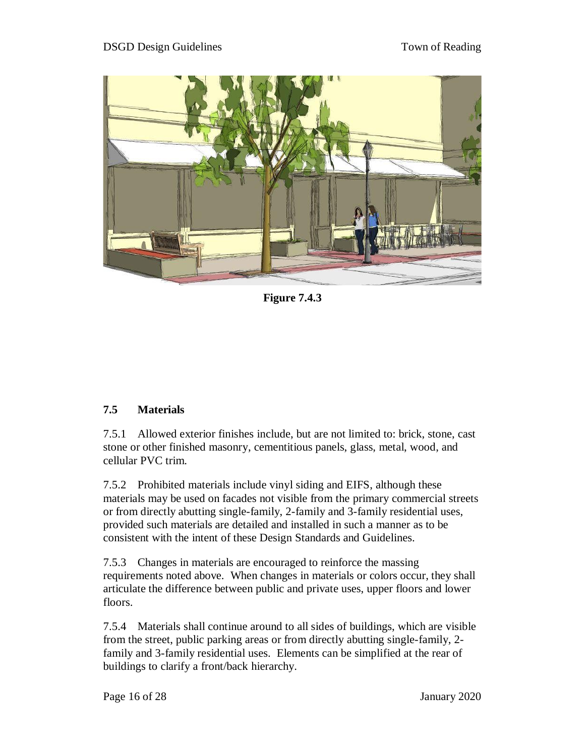Figure 7.4.3

## 7.5 Materials

7.5.1 Allowed exterior finishes include, but are not limited to: brick, stone, cast stone or other finished masonry, cementitious panels, glass, metal, wood, and cellular PVC trim.

7.5.2 Prohibited materials include vinyl siding and EIFS, although these materials may be used on facades not visible from the primary commercial streets or from directly abutting single-family, 2-family and 3-family residential uses, provided such materials are detailed and installed in such a manner as to be consistent with the intent of these Design Standards and Guidelines.

7.5.3 Changes in materials are encouraged to reinforce the massing requirements noted above. When changes in materials or colors occur, they shall articulate the difference between public and private uses, upper floors and lower floors.

7.5.4 Materials shall continue around to all sides of buildings, which are visible from the street, public parking areas or from directly abutting single-family, 2-family and 3-family residential uses. Elements can be simplified at the rear of buildings to clarify a front/back hierarchy.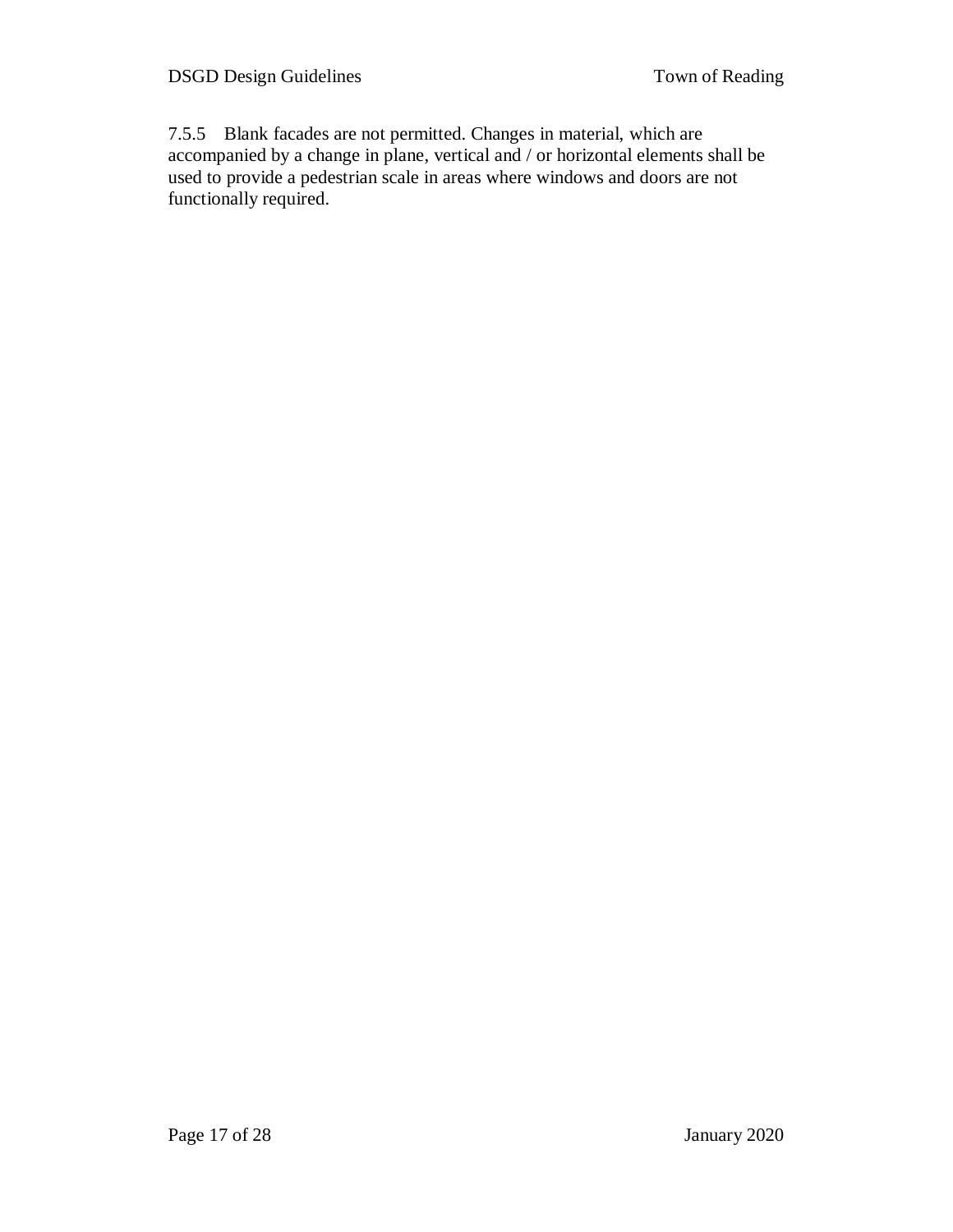7.5.5 Blank facades are not permitted. Changes in material, which are accompanied by a change in plane, vertical and / or horizontal elements shall be used to provide a pedestrian scale in areas where windows and doors are not functionally required.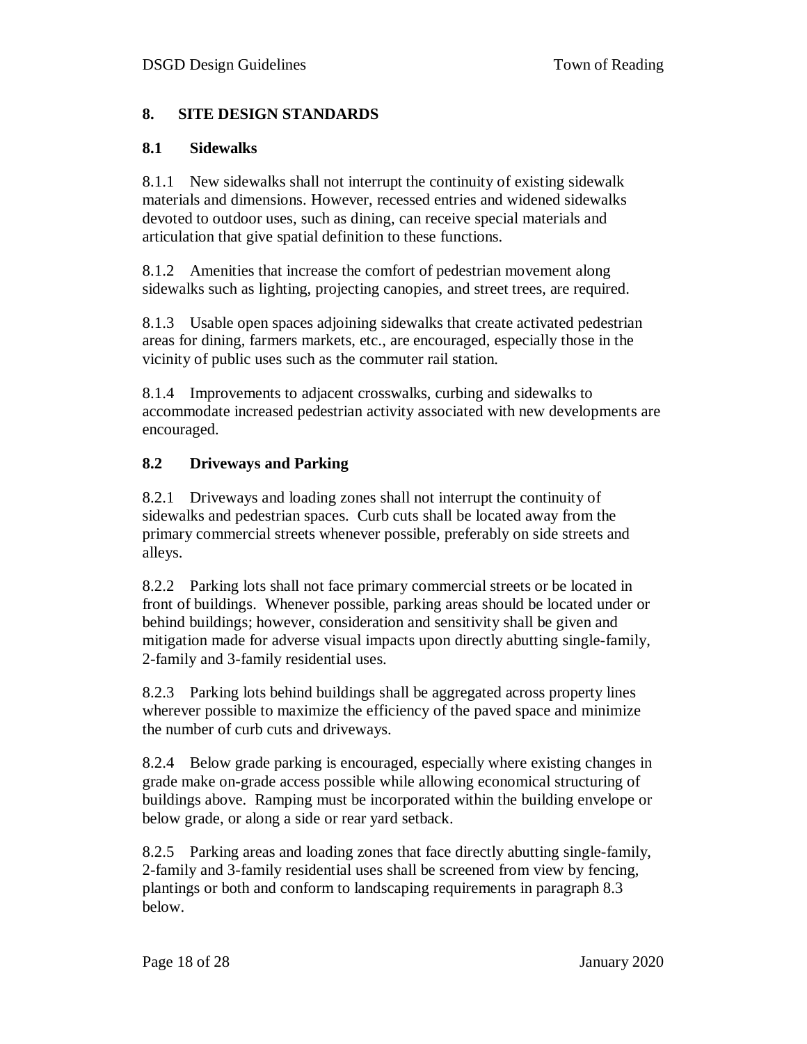## 8. SITE DESIGN STANDARDS

### 8.1 Sidewalks

8.1.1 New sidewalks shall not interrupt the continuity of existing sidewalk materials and dimensions. However, recessed entries and widened sidewalks devoted to outdoor uses, such as dining, can receive special materials and articulation that give spatial definition to these functions.

8.1.2 Amenities that increase the comfort of pedestrian movement along sidewalks such as lighting, projecting canopies, and street trees, are required.

8.1.3 Usable open spaces adjoining sidewalks that create activated pedestrian areas for dining, farmers markets, etc., are encouraged, especially those in the vicinity of public uses such as the commuter rail station.

8.1.4 Improvements to adjacent crosswalks, curbing and sidewalks to accommodate increased pedestrian activity associated with new developments are encouraged.

### 8.2 Driveways and Parking

8.2.1 Driveways and loading zones shall not interrupt the continuity of sidewalks and pedestrian spaces. Curb cuts shall be located away from the primary commercial streets whenever possible, preferably on side streets and alleys.

8.2.2 Parking lots shall not face primary commercial streets or be located in front of buildings. Whenever possible, parking areas should be located under or behind buildings; however, consideration and sensitivity shall be given and mitigation made for adverse visual impacts upon directly abutting single-family, 2-family and 3-family residential uses.

8.2.3 Parking lots behind buildings shall be aggregated across property lines wherever possible to maximize the efficiency of the paved space and minimize the number of curb cuts and driveways.

8.2.4 Below grade parking is encouraged, especially where existing changes in grade make on-grade access possible while allowing economical structuring of buildings above. Ramping must be incorporated within the building envelope or below grade, or along a side or rear yard setback.

8.2.5 Parking areas and loading zones that face directly abutting single-family, 2-family and 3-family residential uses shall be screened from view by fencing, plantings or both and conform to landscaping requirements in paragraph 8.3 below.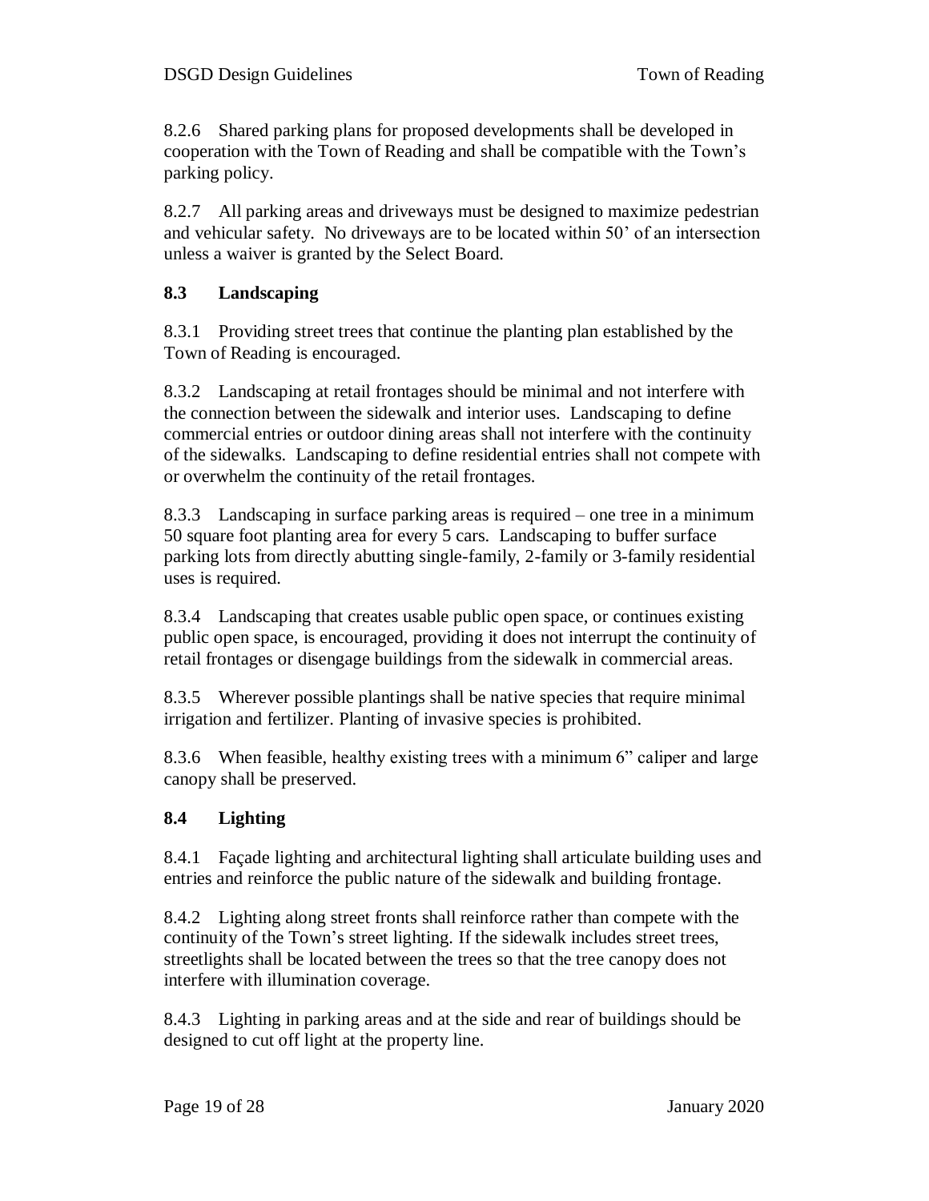8.2.6 Shared parking plans for proposed developments shall be developed in cooperation with the Town of Reading and shall be compatible with the Town's parking policy.

8.2.7 All parking areas and driveways must be designed to maximize pedestrian and vehicular safety. No driveways are to be located within 50' of an intersection unless a waiver is granted by the Select Board.

## 8.3 Landscaping

8.3.1 Providing street trees that continue the planting plan established by the Town of Reading is encouraged.

8.3.2 Landscaping at retail frontages should be minimal and not interfere with the connection between the sidewalk and interior uses. Landscaping to define commercial entries or outdoor dining areas shall not interfere with the continuity of the sidewalks. Landscaping to define residential entries shall not compete with or overwhelm the continuity of the retail frontages.

8.3.3 Landscaping in surface parking areas is required – one tree in a minimum 50 square foot planting area for every 5 cars. Landscaping to buffer surface parking lots from directly abutting single-family, 2-family or 3-family residential uses is required.

8.3.4 Landscaping that creates usable public open space, or continues existing public open space, is encouraged, providing it does not interrupt the continuity of retail frontages or disengage buildings from the sidewalk in commercial areas.

8.3.5 Wherever possible plantings shall be native species that require minimal irrigation and fertilizer. Planting of invasive species is prohibited.

8.3.6 When feasible, healthy existing trees with a minimum 6" caliper and large canopy shall be preserved.

## 8.4 Lighting

8.4.1 Façade lighting and architectural lighting shall articulate building uses and entries and reinforce the public nature of the sidewalk and building frontage.

8.4.2 Lighting along street fronts shall reinforce rather than compete with the continuity of the Town's street lighting. If the sidewalk includes street trees, streetlights shall be located between the trees so that the tree canopy does not interfere with illumination coverage.

8.4.3 Lighting in parking areas and at the side and rear of buildings should be designed to cut off light at the property line.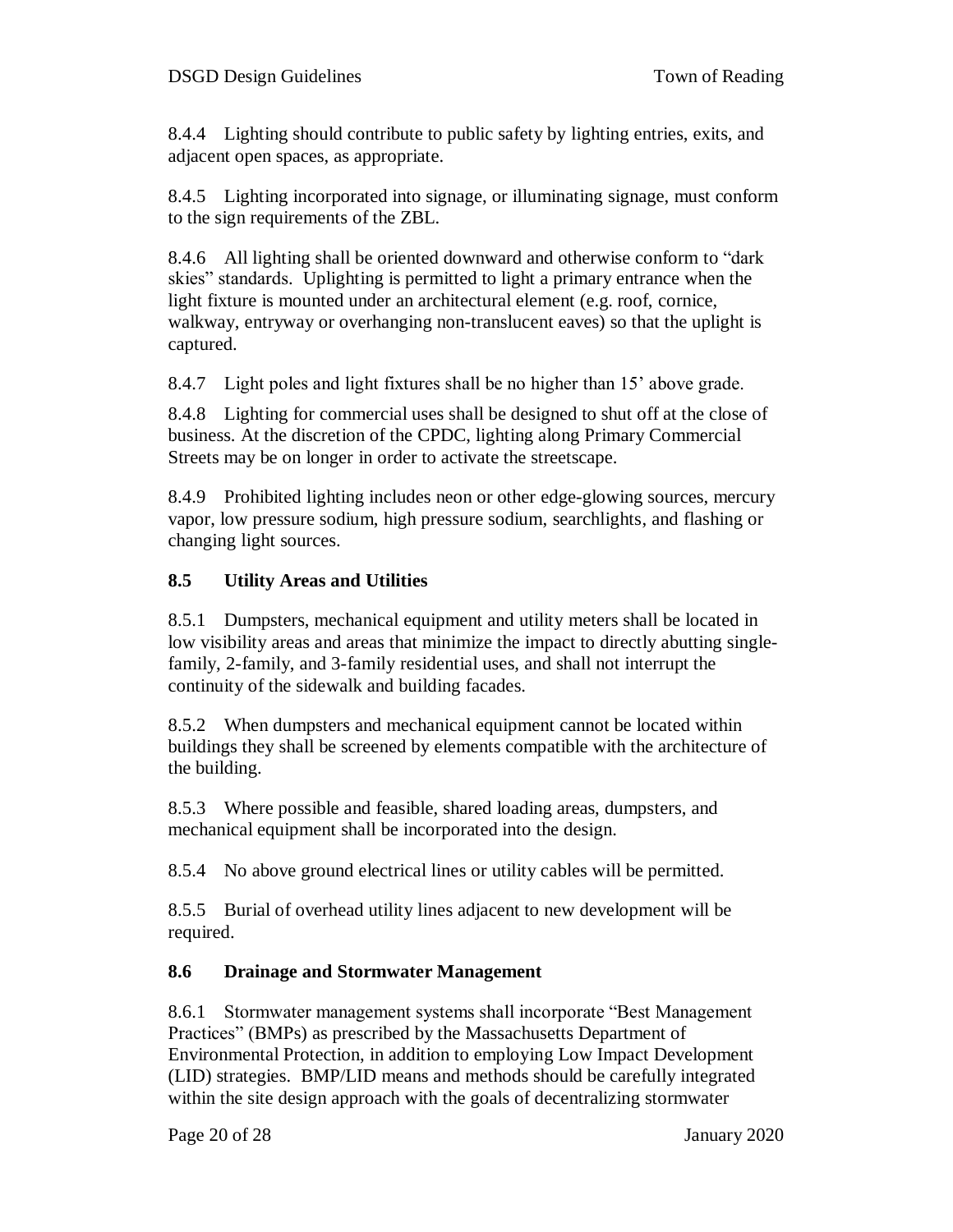8.4.4 Lighting should contribute to public safety by lighting entries, exits, and adjacent open spaces, as appropriate.

8.4.5 Lighting incorporated into signage, or illuminating signage, must conform to the sign requirements of the ZBL.

8.4.6 All lighting shall be oriented downward and otherwise conform to "dark skies" standards. Uplighting is permitted to light a primary entrance when the light fixture is mounted under an architectural element (e.g. roof, cornice, walkway, entryway or overhanging non-translucent eaves) so that the uplight is captured.

8.4.7 Light poles and light fixtures shall be no higher than 15' above grade.

8.4.8 Lighting for commercial uses shall be designed to shut off at the close of business. At the discretion of the CPDC, lighting along Primary Commercial Streets may be on longer in order to activate the streetscape.

8.4.9 Prohibited lighting includes neon or other edge-glowing sources, mercury vapor, low pressure sodium, high pressure sodium, searchlights, and flashing or changing light sources.

### 8.5 Utility Areas and Utilities

8.5.1 Dumpsters, mechanical equipment and utility meters shall be located in low visibility areas and areas that minimize the impact to directly abutting single-family, 2-family, and 3-family residential uses, and shall not interrupt the continuity of the sidewalk and building facades.

8.5.2 When dumpsters and mechanical equipment cannot be located within buildings they shall be screened by elements compatible with the architecture of the building.

8.5.3 Where possible and feasible, shared loading areas, dumpsters, and mechanical equipment shall be incorporated into the design.

8.5.4 No above ground electrical lines or utility cables will be permitted.

8.5.5 Burial of overhead utility lines adjacent to new development will be required.

### 8.6 Drainage and Stormwater Management

8.6.1 Stormwater management systems shall incorporate "Best Management Practices" (BMPs) as prescribed by the Massachusetts Department of Environmental Protection, in addition to employing Low Impact Development (LID) strategies. BMP/LID means and methods should be carefully integrated within the site design approach with the goals of decentralizing stormwater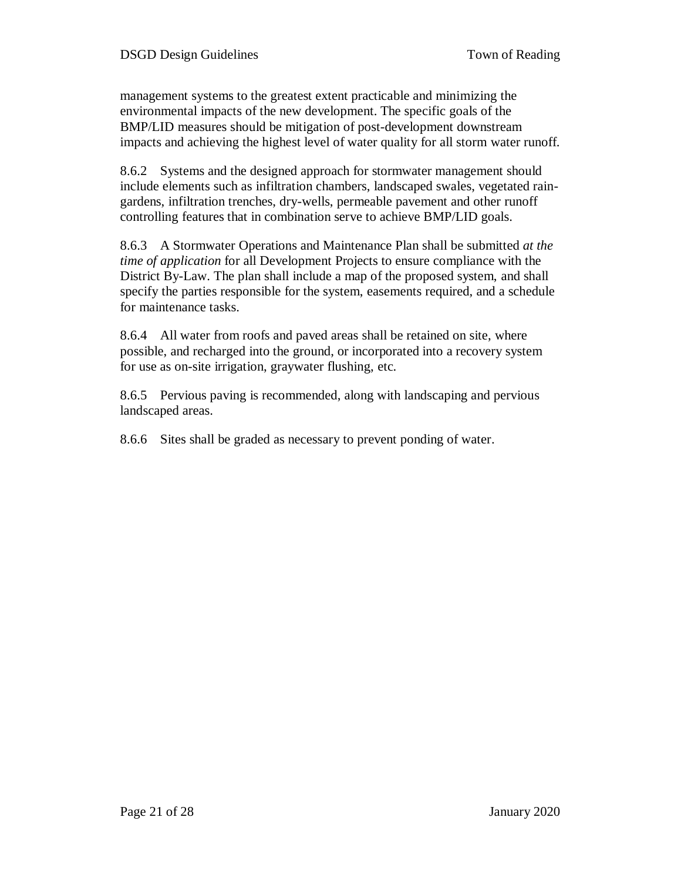management systems to the greatest extent practicable and minimizing the environmental impacts of the new development. The specific goals of the BMP/LID measures should be mitigation of post-development downstream impacts and achieving the highest level of water quality for all storm water runoff.

8.6.2 Systems and the designed approach for stormwater management should include elements such as infiltration chambers, landscaped swales, vegetated rain-gardens, infiltration trenches, dry-wells, permeable pavement and other runoff controlling features that in combination serve to achieve BMP/LID goals.

8.6.3 A Stormwater Operations and Maintenance Plan shall be submitted *at the time of application* for all Development Projects to ensure compliance with the District By-Law. The plan shall include a map of the proposed system, and shall specify the parties responsible for the system, easements required, and a schedule for maintenance tasks.

8.6.4 All water from roofs and paved areas shall be retained on site, where possible, and recharged into the ground, or incorporated into a recovery system for use as on-site irrigation, graywater flushing, etc.

8.6.5 Pervious paving is recommended, along with landscaping and pervious landscaped areas.

8.6.6 Sites shall be graded as necessary to prevent ponding of water.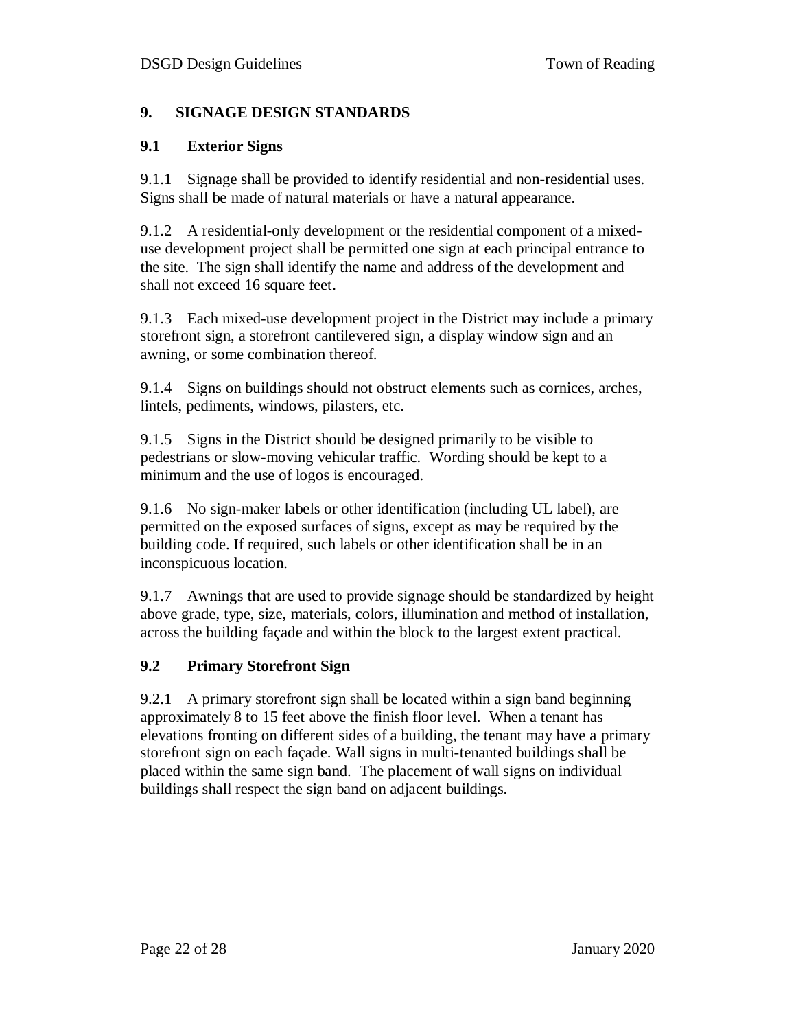## 9. SIGNAGE DESIGN STANDARDS

### 9.1 Exterior Signs

9.1.1 Signage shall be provided to identify residential and non-residential uses. Signs shall be made of natural materials or have a natural appearance.

9.1.2 A residential-only development or the residential component of a mixed-use development project shall be permitted one sign at each principal entrance to the site. The sign shall identify the name and address of the development and shall not exceed 16 square feet.

9.1.3 Each mixed-use development project in the District may include a primary storefront sign, a storefront cantilevered sign, a display window sign and an awning, or some combination thereof.

9.1.4 Signs on buildings should not obstruct elements such as cornices, arches, lintels, pediments, windows, pilasters, etc.

9.1.5 Signs in the District should be designed primarily to be visible to pedestrians or slow-moving vehicular traffic. Wording should be kept to a minimum and the use of logos is encouraged.

9.1.6 No sign-maker labels or other identification (including UL label), are permitted on the exposed surfaces of signs, except as may be required by the building code. If required, such labels or other identification shall be in an inconspicuous location.

9.1.7 Awnings that are used to provide signage should be standardized by height above grade, type, size, materials, colors, illumination and method of installation, across the building façade and within the block to the largest extent practical.

### 9.2 Primary Storefront Sign

9.2.1 A primary storefront sign shall be located within a sign band beginning approximately 8 to 15 feet above the finish floor level. When a tenant has elevations fronting on different sides of a building, the tenant may have a primary storefront sign on each façade. Wall signs in multi-tenanted buildings shall be placed within the same sign band. The placement of wall signs on individual buildings shall respect the sign band on adjacent buildings.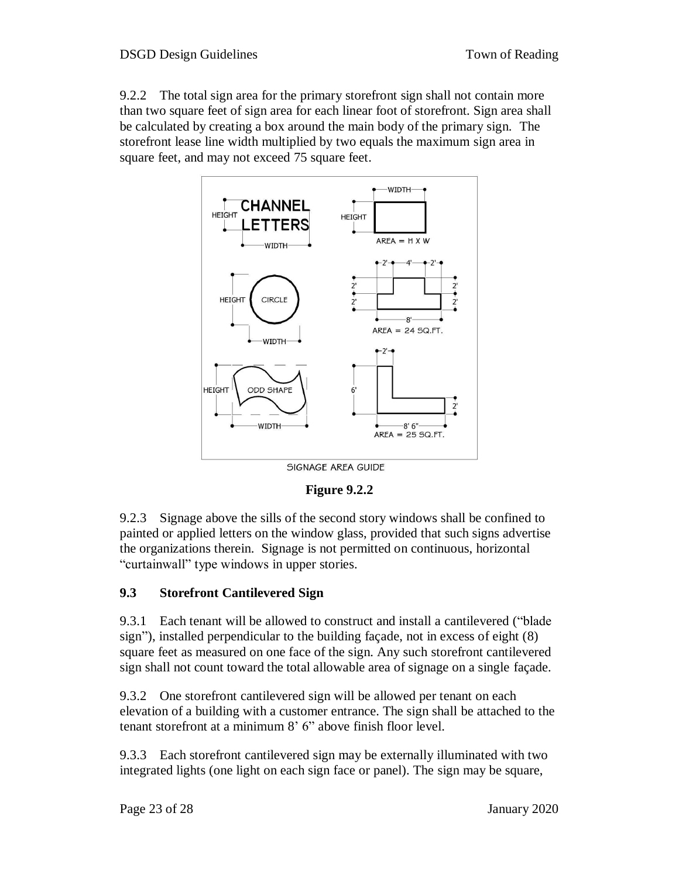9.2.2 The total sign area for the primary storefront sign shall not contain more than two square feet of sign area for each linear foot of storefront. Sign area shall be calculated by creating a box around the main body of the primary sign. The storefront lease line width multiplied by two equals the maximum sign area in square feet, and may not exceed 75 square feet.

**Figure 9.2.2**

9.2.3 Signage above the sills of the second story windows shall be confined to painted or applied letters on the window glass, provided that such signs advertise the organizations therein. Signage is not permitted on continuous, horizontal "curtainwall" type windows in upper stories.

### 9.3 Storefront Cantilevered Sign

9.3.1 Each tenant will be allowed to construct and install a cantilevered ("blade sign"), installed perpendicular to the building façade, not in excess of eight (8) square feet as measured on one face of the sign. Any such storefront cantilevered sign shall not count toward the total allowable area of signage on a single façade.

9.3.2 One storefront cantilevered sign will be allowed per tenant on each elevation of a building with a customer entrance. The sign shall be attached to the tenant storefront at a minimum 8' 6" above finish floor level.

9.3.3 Each storefront cantilevered sign may be externally illuminated with two integrated lights (one light on each sign face or panel). The sign may be square,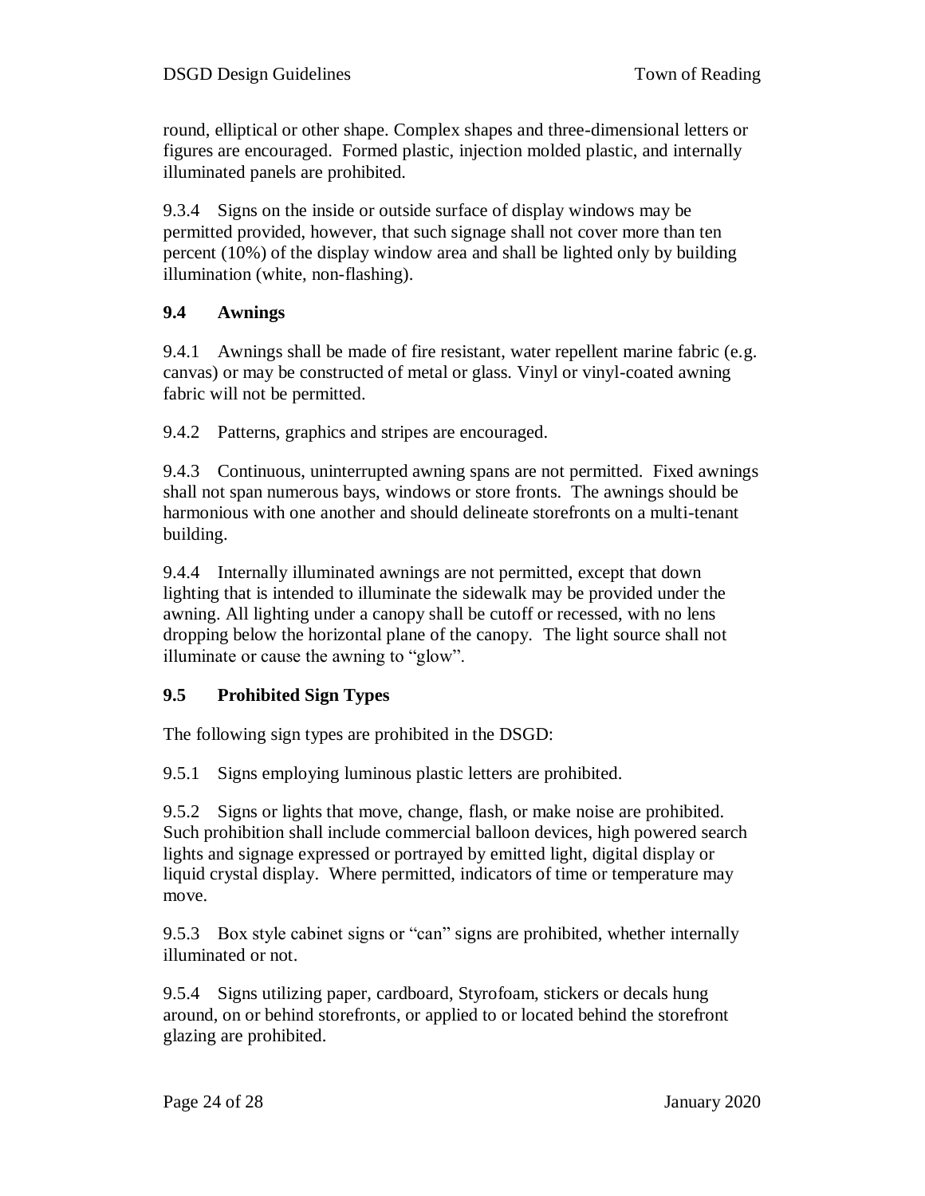round, elliptical or other shape. Complex shapes and three-dimensional letters or figures are encouraged. Formed plastic, injection molded plastic, and internally illuminated panels are prohibited.

9.3.4 Signs on the inside or outside surface of display windows may be permitted provided, however, that such signage shall not cover more than ten percent (10%) of the display window area and shall be lighted only by building illumination (white, non-flashing).

### 9.4 Awnings

9.4.1 Awnings shall be made of fire resistant, water repellent marine fabric (e.g. canvas) or may be constructed of metal or glass. Vinyl or vinyl-coated awning fabric will not be permitted.

9.4.2 Patterns, graphics and stripes are encouraged.

9.4.3 Continuous, uninterrupted awning spans are not permitted. Fixed awnings shall not span numerous bays, windows or store fronts. The awnings should be harmonious with one another and should delineate storefronts on a multi-tenant building.

9.4.4 Internally illuminated awnings are not permitted, except that down lighting that is intended to illuminate the sidewalk may be provided under the awning. All lighting under a canopy shall be cutoff or recessed, with no lens dropping below the horizontal plane of the canopy. The light source shall not illuminate or cause the awning to "glow".

### 9.5 Prohibited Sign Types

The following sign types are prohibited in the DSGD:

9.5.1 Signs employing luminous plastic letters are prohibited.

9.5.2 Signs or lights that move, change, flash, or make noise are prohibited. Such prohibition shall include commercial balloon devices, high powered search lights and signage expressed or portrayed by emitted light, digital display or liquid crystal display. Where permitted, indicators of time or temperature may move.

9.5.3 Box style cabinet signs or "can" signs are prohibited, whether internally illuminated or not.

9.5.4 Signs utilizing paper, cardboard, Styrofoam, stickers or decals hung around, on or behind storefronts, or applied to or located behind the storefront glazing are prohibited.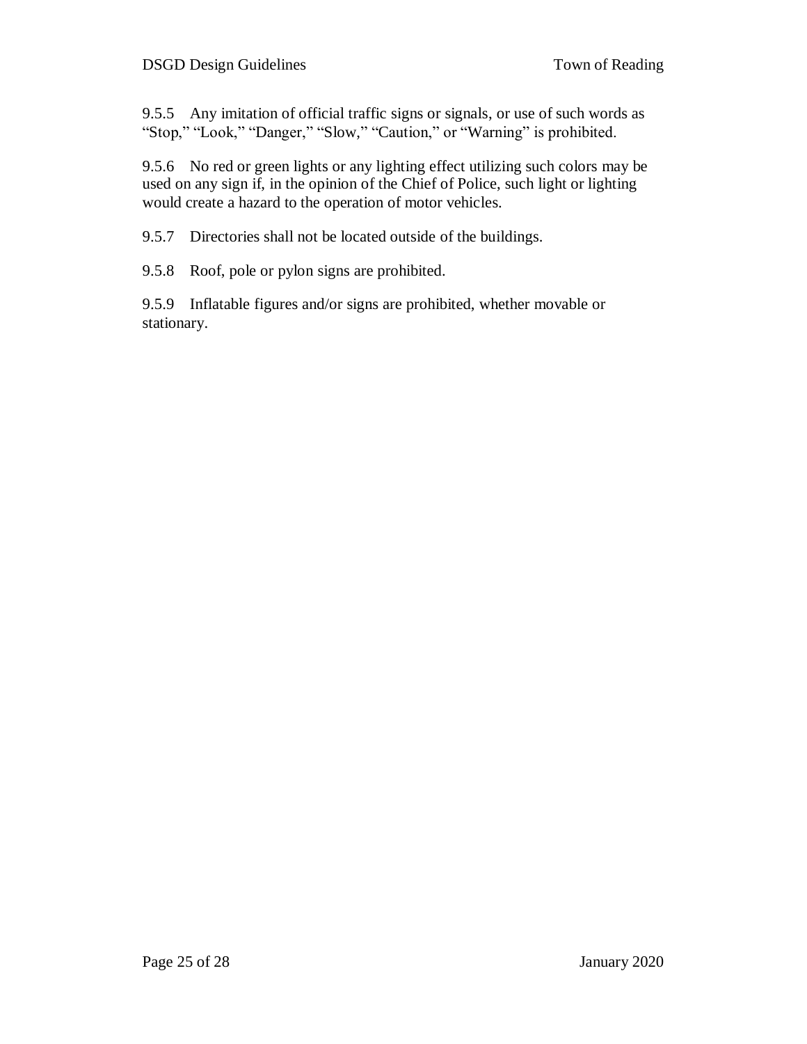9.5.5 Any imitation of official traffic signs or signals, or use of such words as “Stop,” “Look,” “Danger,” “Slow,” “Caution,” or “Warning” is prohibited.

9.5.6 No red or green lights or any lighting effect utilizing such colors may be used on any sign if, in the opinion of the Chief of Police, such light or lighting would create a hazard to the operation of motor vehicles.

9.5.7 Directories shall not be located outside of the buildings.

9.5.8 Roof, pole or pylon signs are prohibited.

9.5.9 Inflatable figures and/or signs are prohibited, whether movable or stationary.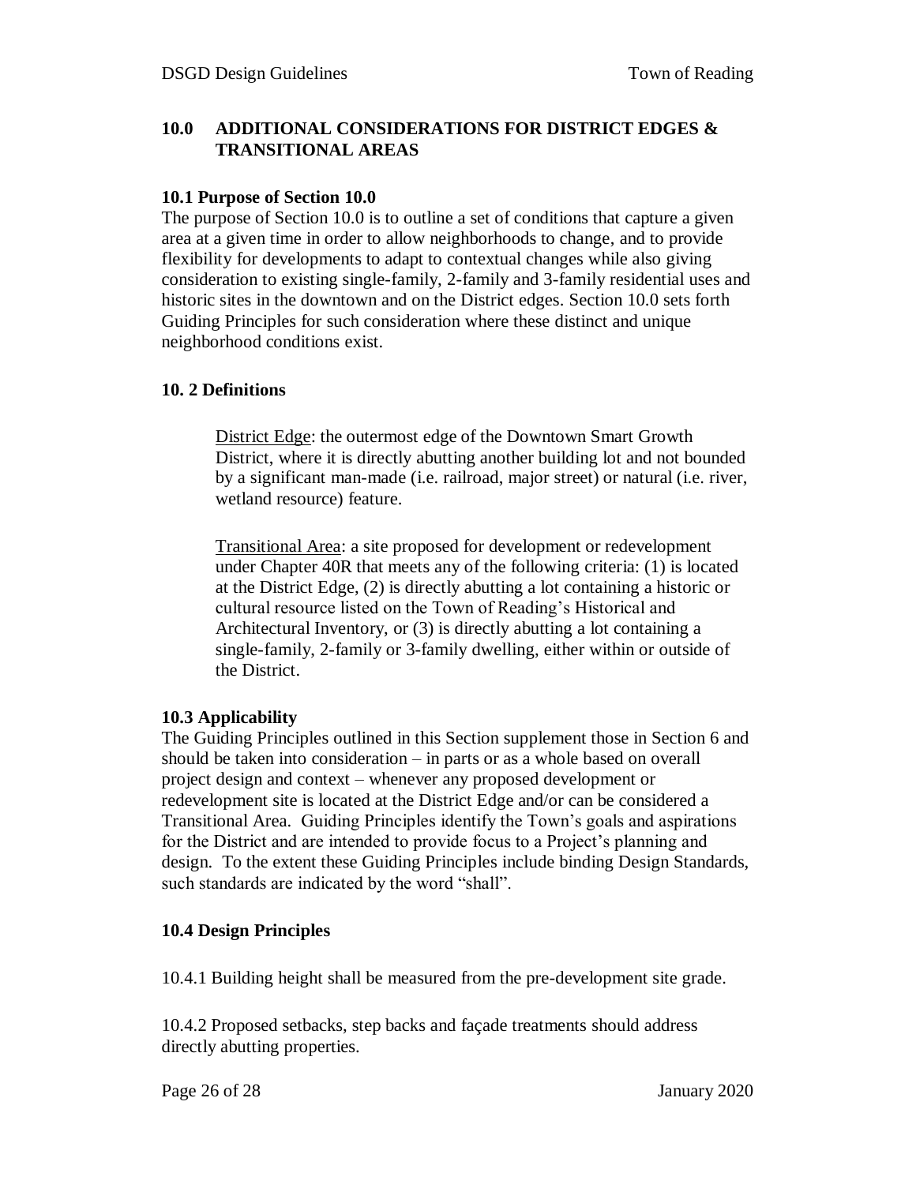## 10.0 ADDITIONAL CONSIDERATIONS FOR DISTRICT EDGES & TRANSITIONAL AREAS

### 10.1 Purpose of Section 10.0

The purpose of Section 10.0 is to outline a set of conditions that capture a given area at a given time in order to allow neighborhoods to change, and to provide flexibility for developments to adapt to contextual changes while also giving consideration to existing single-family, 2-family and 3-family residential uses and historic sites in the downtown and on the District edges. Section 10.0 sets forth Guiding Principles for such consideration where these distinct and unique neighborhood conditions exist.

### 10. 2 Definitions

> District Edge: the outermost edge of the Downtown Smart Growth District, where it is directly abutting another building lot and not bounded by a significant man-made (i.e. railroad, major street) or natural (i.e. river, wetland resource) feature.
>
> Transitional Area: a site proposed for development or redevelopment under Chapter 40R that meets any of the following criteria: (1) is located at the District Edge, (2) is directly abutting a lot containing a historic or cultural resource listed on the Town of Reading's Historical and Architectural Inventory, or (3) is directly abutting a lot containing a single-family, 2-family or 3-family dwelling, either within or outside of the District.

### 10.3 Applicability

The Guiding Principles outlined in this Section supplement those in Section 6 and should be taken into consideration – in parts or as a whole based on overall project design and context – whenever any proposed development or redevelopment site is located at the District Edge and/or can be considered a Transitional Area. Guiding Principles identify the Town's goals and aspirations for the District and are intended to provide focus to a Project's planning and design. To the extent these Guiding Principles include binding Design Standards, such standards are indicated by the word "shall".

### 10.4 Design Principles

10.4.1 Building height shall be measured from the pre-development site grade.

10.4.2 Proposed setbacks, step backs and façade treatments should address directly abutting properties.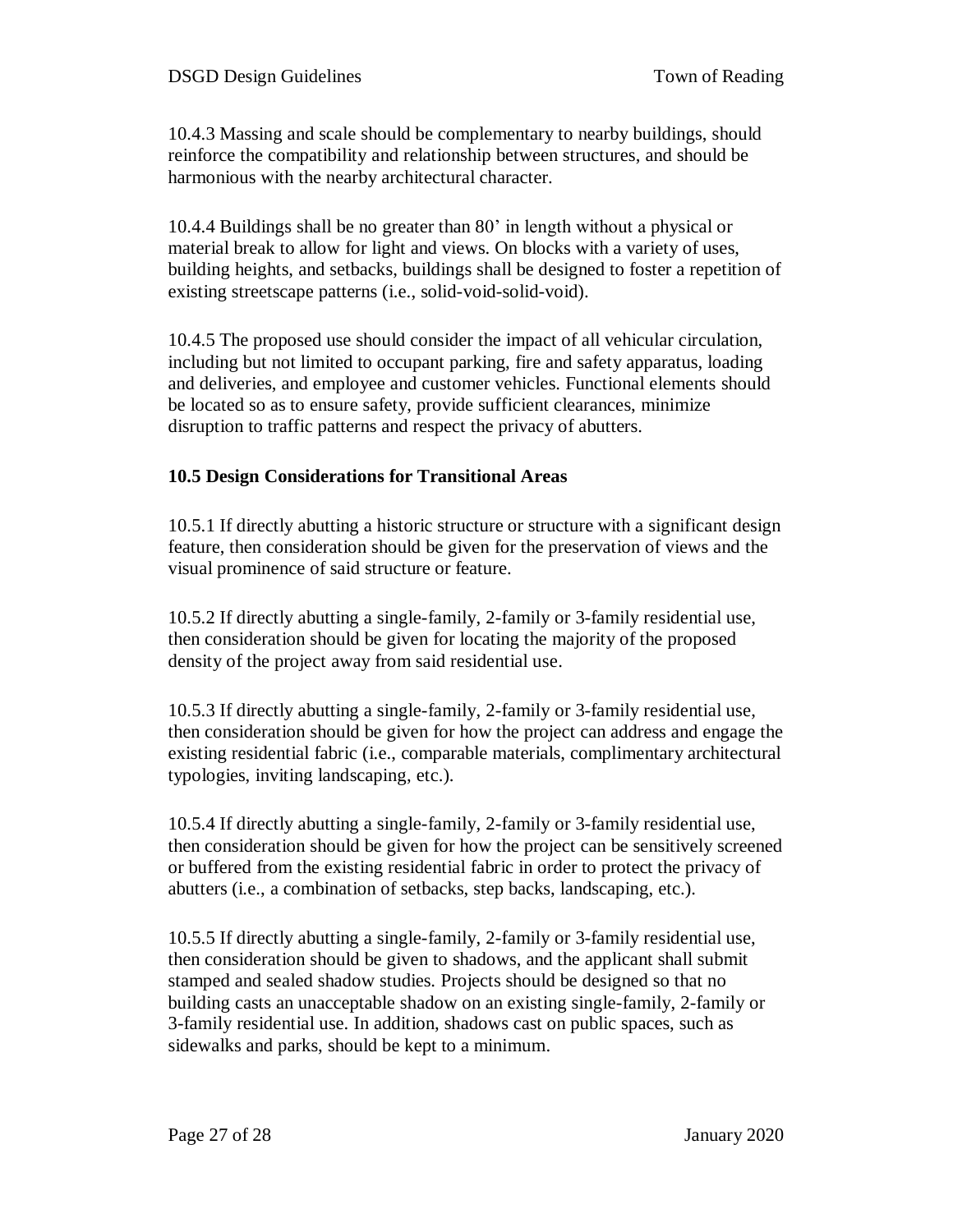10.4.3 Massing and scale should be complementary to nearby buildings, should reinforce the compatibility and relationship between structures, and should be harmonious with the nearby architectural character.

10.4.4 Buildings shall be no greater than 80' in length without a physical or material break to allow for light and views. On blocks with a variety of uses, building heights, and setbacks, buildings shall be designed to foster a repetition of existing streetscape patterns (i.e., solid-void-solid-void).

10.4.5 The proposed use should consider the impact of all vehicular circulation, including but not limited to occupant parking, fire and safety apparatus, loading and deliveries, and employee and customer vehicles. Functional elements should be located so as to ensure safety, provide sufficient clearances, minimize disruption to traffic patterns and respect the privacy of abutters.

### 10.5 Design Considerations for Transitional Areas

10.5.1 If directly abutting a historic structure or structure with a significant design feature, then consideration should be given for the preservation of views and the visual prominence of said structure or feature.

10.5.2 If directly abutting a single-family, 2-family or 3-family residential use, then consideration should be given for locating the majority of the proposed density of the project away from said residential use.

10.5.3 If directly abutting a single-family, 2-family or 3-family residential use, then consideration should be given for how the project can address and engage the existing residential fabric (i.e., comparable materials, complimentary architectural typologies, inviting landscaping, etc.).

10.5.4 If directly abutting a single-family, 2-family or 3-family residential use, then consideration should be given for how the project can be sensitively screened or buffered from the existing residential fabric in order to protect the privacy of abutters (i.e., a combination of setbacks, step backs, landscaping, etc.).

10.5.5 If directly abutting a single-family, 2-family or 3-family residential use, then consideration should be given to shadows, and the applicant shall submit stamped and sealed shadow studies. Projects should be designed so that no building casts an unacceptable shadow on an existing single-family, 2-family or 3-family residential use. In addition, shadows cast on public spaces, such as sidewalks and parks, should be kept to a minimum.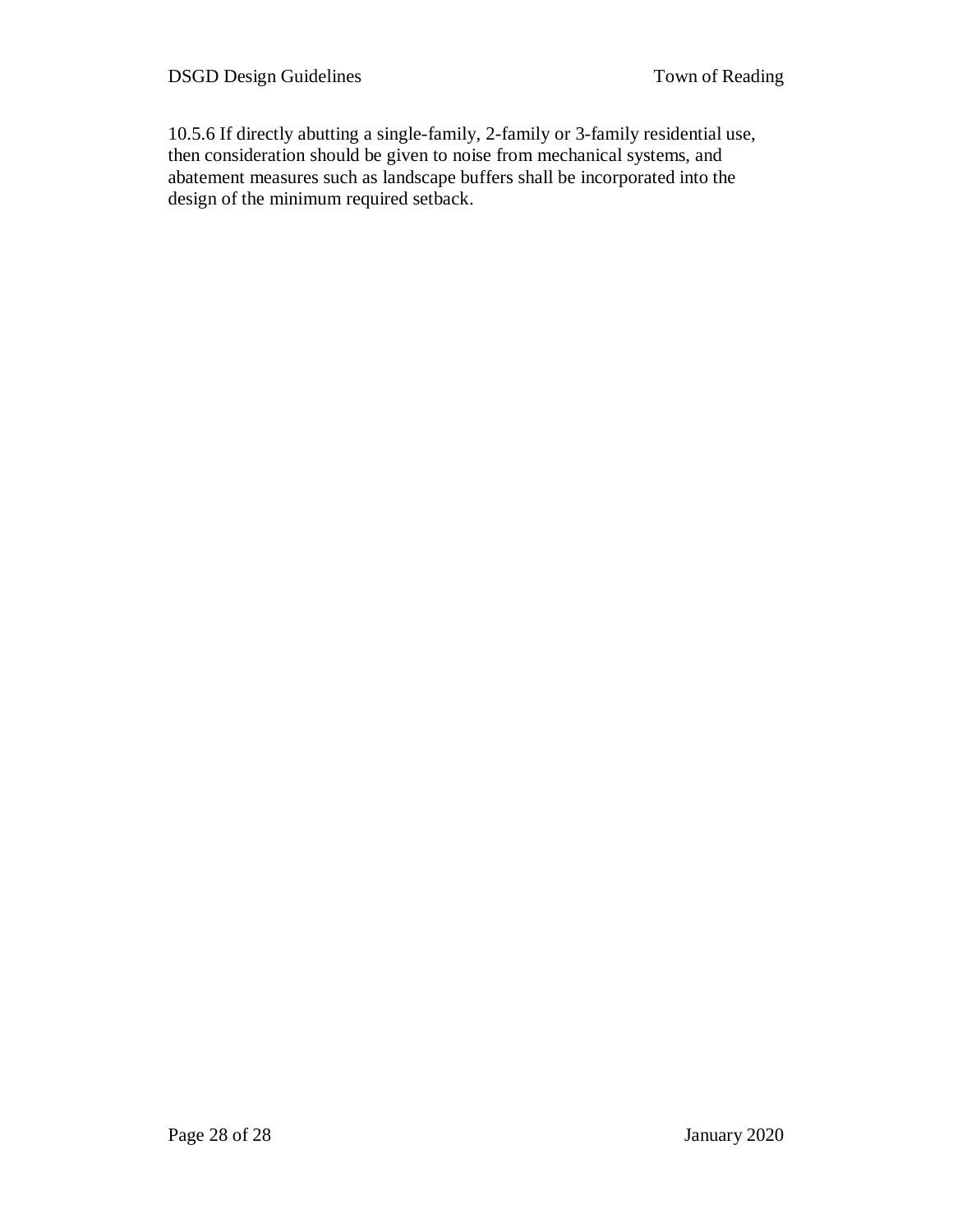10.5.6 If directly abutting a single-family, 2-family or 3-family residential use, then consideration should be given to noise from mechanical systems, and abatement measures such as landscape buffers shall be incorporated into the design of the minimum required setback.